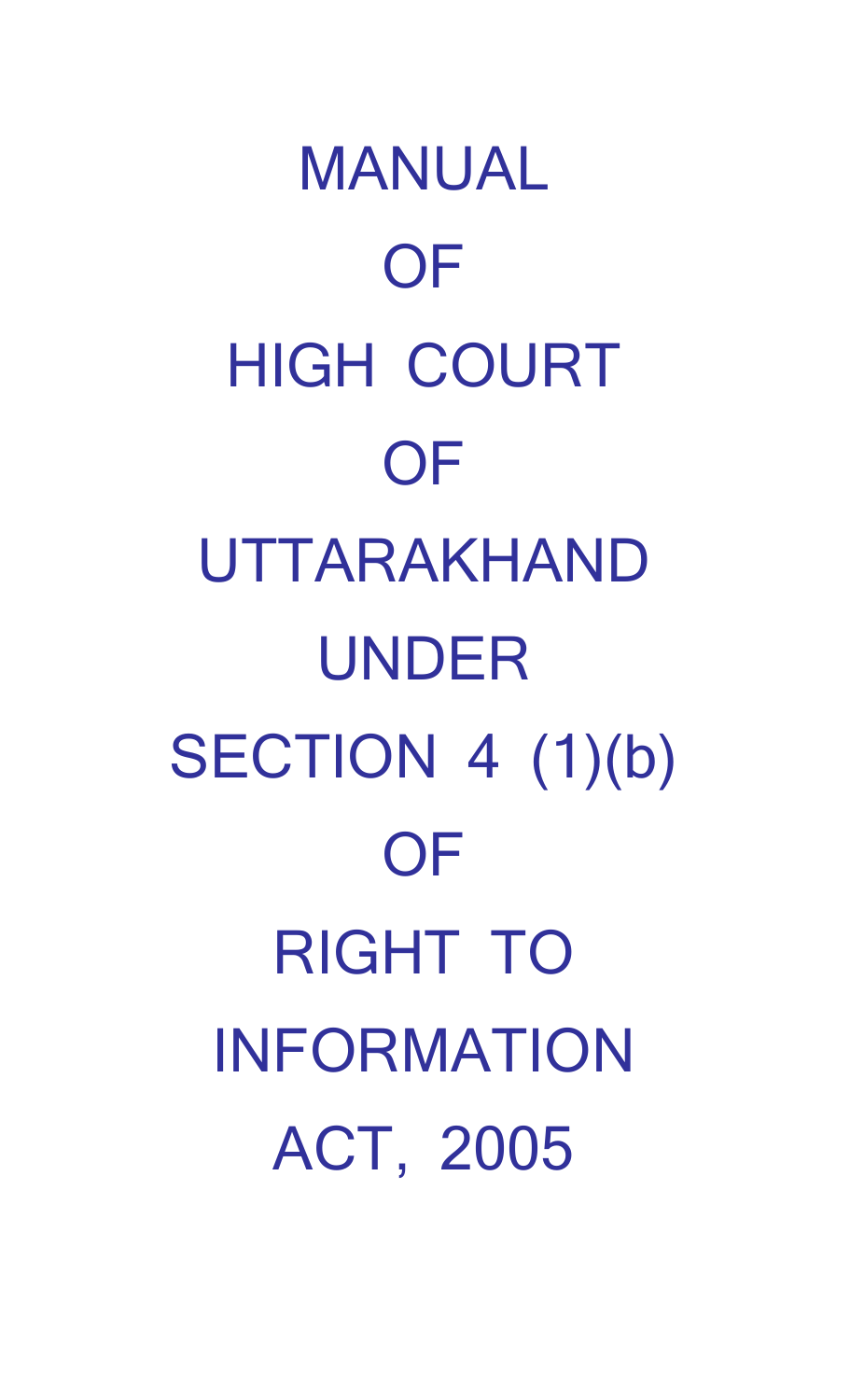# MANUAL

# OF

# HIGH COURT

# OF

# UTTARAKHAND

# UNDER

# SECTION 4 (1)(b)

# OF

# RIGHT TO

# INFORMATION

# ACT, 2005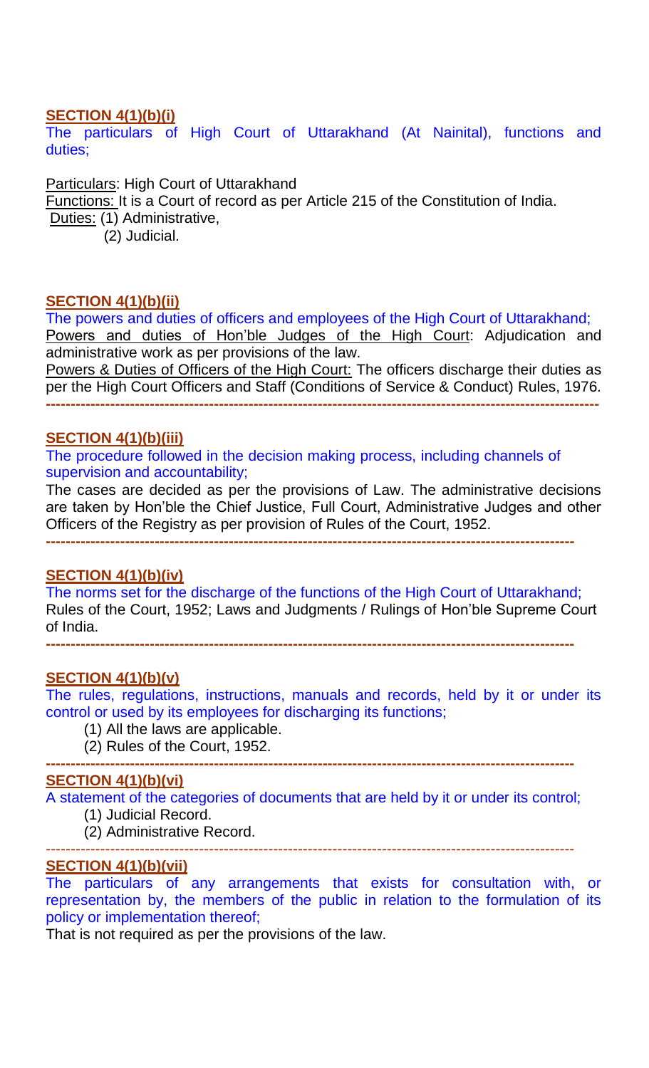## SECTION 4(1)(b)(i)

The particulars of High Court of Uttarakhand (At Nainital), functions and duties;

Particulars: High Court of Uttarakhand

Functions: It is a Court of record as per Article 215 of the Constitution of India.

Duties: (1) Administrative,
(2) Judicial.

## SECTION 4(1)(b)(ii)

The powers and duties of officers and employees of the High Court of Uttarakhand;

Powers and duties of Hon'ble Judges of the High Court: Adjudication and administrative work as per provisions of the law.

Powers & Duties of Officers of the High Court: The officers discharge their duties as per the High Court Officers and Staff (Conditions of Service & Conduct) Rules, 1976.

---

## SECTION 4(1)(b)(iii)

The procedure followed in the decision making process, including channels of supervision and accountability;

The cases are decided as per the provisions of Law. The administrative decisions are taken by Hon'ble the Chief Justice, Full Court, Administrative Judges and other Officers of the Registry as per provision of Rules of the Court, 1952.

---

## SECTION 4(1)(b)(iv)

The norms set for the discharge of the functions of the High Court of Uttarakhand;

Rules of the Court, 1952; Laws and Judgments / Rulings of Hon'ble Supreme Court of India.

---

## SECTION 4(1)(b)(v)

The rules, regulations, instructions, manuals and records, held by it or under its control or used by its employees for discharging its functions;

(1) All the laws are applicable.
(2) Rules of the Court, 1952.

---

## SECTION 4(1)(b)(vi)

A statement of the categories of documents that are held by it or under its control;

(1) Judicial Record.
(2) Administrative Record.

---

## SECTION 4(1)(b)(vii)

The particulars of any arrangements that exists for consultation with, or representation by, the members of the public in relation to the formulation of its policy or implementation thereof;

That is not required as per the provisions of the law.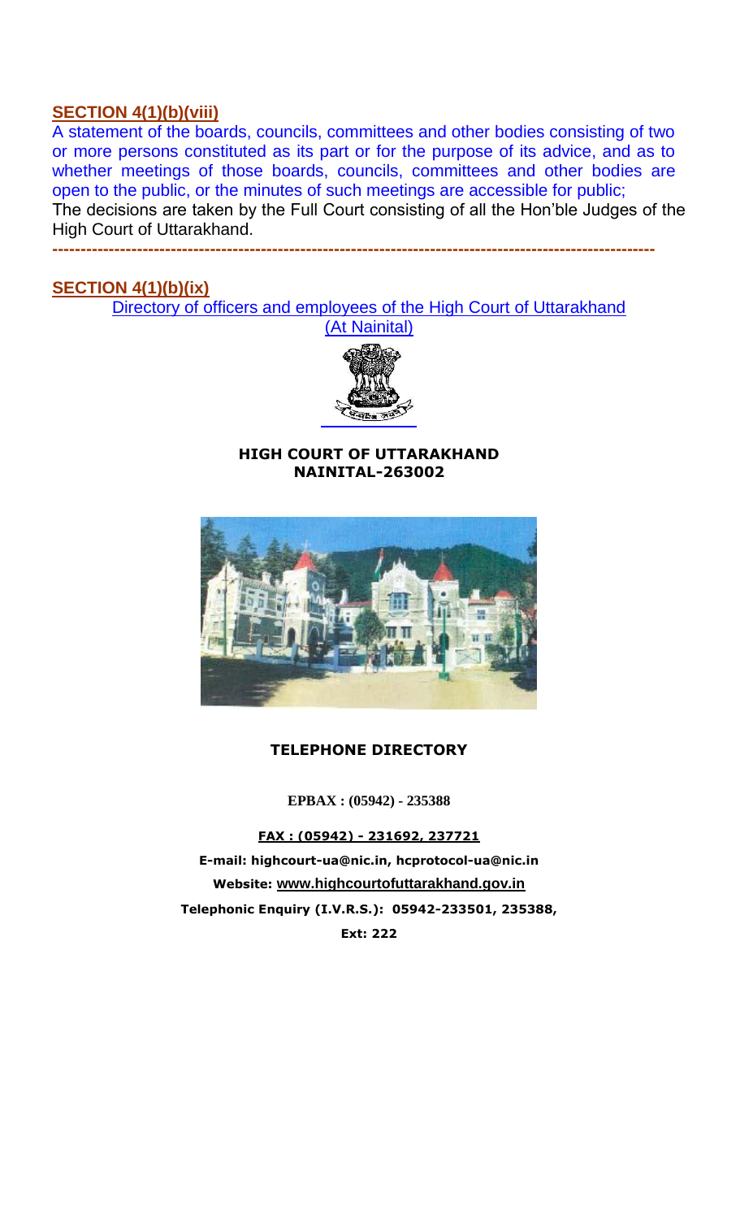## SECTION 4(1)(b)(viii)

A statement of the boards, councils, committees and other bodies consisting of two or more persons constituted as its part or for the purpose of its advice, and as to whether meetings of those boards, councils, committees and other bodies are open to the public, or the minutes of such meetings are accessible for public;

The decisions are taken by the Full Court consisting of all the Hon'ble Judges of the High Court of Uttarakhand.

---

## SECTION 4(1)(b)(ix)

Directory of officers and employees of the High Court of Uttarakhand (At Nainital)

**HIGH COURT OF UTTARAKHAND**
**NAINITAL-263002**

**TELEPHONE DIRECTORY**

**EPBAX : (05942) - 235388**

**FAX : (05942) - 231692, 237721**

**E-mail: highcourt-ua@nic.in, hcprotocol-ua@nic.in**

**Website: www.highcourtofuttarakhand.gov.in**

**Telephonic Enquiry (I.V.R.S.): 05942-233501, 235388, Ext: 222**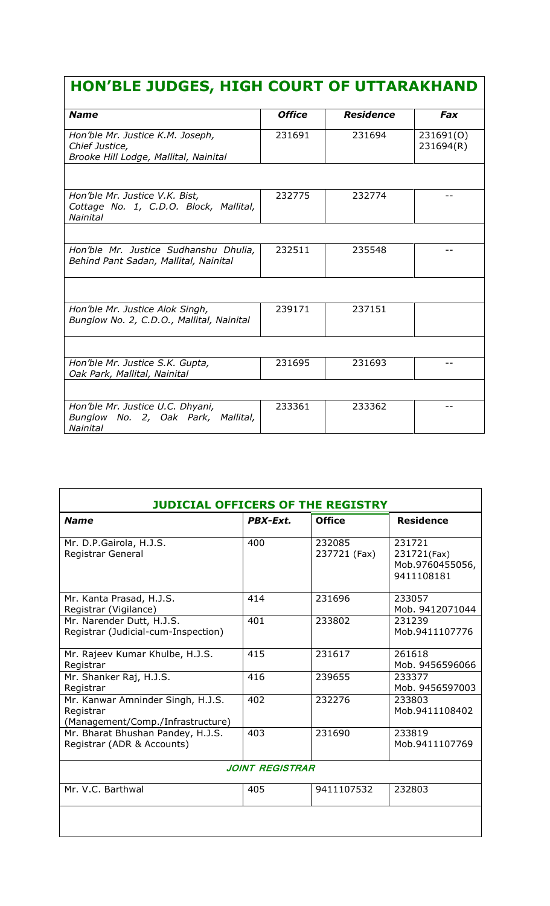## HON'BLE JUDGES, HIGH COURT OF UTTARAKHAND

| *Name* | *Office* | *Residence* | *Fax* |
|---|---|---|---|
| *Hon'ble Mr. Justice K.M. Joseph, Chief Justice, Brooke Hill Lodge, Mallital, Nainital* | 231691 | 231694 | 231691(O) 231694(R) |
| | | | |
| *Hon'ble Mr. Justice V.K. Bist, Cottage No. 1, C.D.O. Block, Mallital, Nainital* | 232775 | 232774 | -- |
| | | | |
| *Hon'ble Mr. Justice Sudhanshu Dhulia, Behind Pant Sadan, Mallital, Nainital* | 232511 | 235548 | -- |
| | | | |
| *Hon'ble Mr. Justice Alok Singh, Bunglow No. 2, C.D.O., Mallital, Nainital* | 239171 | 237151 | |
| | | | |
| *Hon'ble Mr. Justice S.K. Gupta, Oak Park, Mallital, Nainital* | 231695 | 231693 | -- |
| | | | |
| *Hon'ble Mr. Justice U.C. Dhyani, Bunglow No. 2, Oak Park, Mallital, Nainital* | 233361 | 233362 | -- |

## JUDICIAL OFFICERS OF THE REGISTRY

| *Name* | *PBX-Ext.* | **Office** | **Residence** |
|---|---|---|---|
| Mr. D.P.Gairola, H.J.S. Registrar General | 400 | 232085 237721 (Fax) | 231721 231721(Fax) Mob.9760455056, 9411108181 |
| Mr. Kanta Prasad, H.J.S. Registrar (Vigilance) | 414 | 231696 | 233057 Mob. 9412071044 |
| Mr. Narender Dutt, H.J.S. Registrar (Judicial-cum-Inspection) | 401 | 233802 | 231239 Mob.9411107776 |
| Mr. Rajeev Kumar Khulbe, H.J.S. Registrar | 415 | 231617 | 261618 Mob. 9456596066 |
| Mr. Shanker Raj, H.J.S. Registrar | 416 | 239655 | 233377 Mob. 9456597003 |
| Mr. Kanwar Amninder Singh, H.J.S. Registrar (Management/Comp./Infrastructure) | 402 | 232276 | 233803 Mob.9411108402 |
| Mr. Bharat Bhushan Pandey, H.J.S. Registrar (ADR & Accounts) | 403 | 231690 | 233819 Mob.9411107769 |
| ***JOINT REGISTRAR*** | | | |
| Mr. V.C. Barthwal | 405 | 9411107532 | 232803 |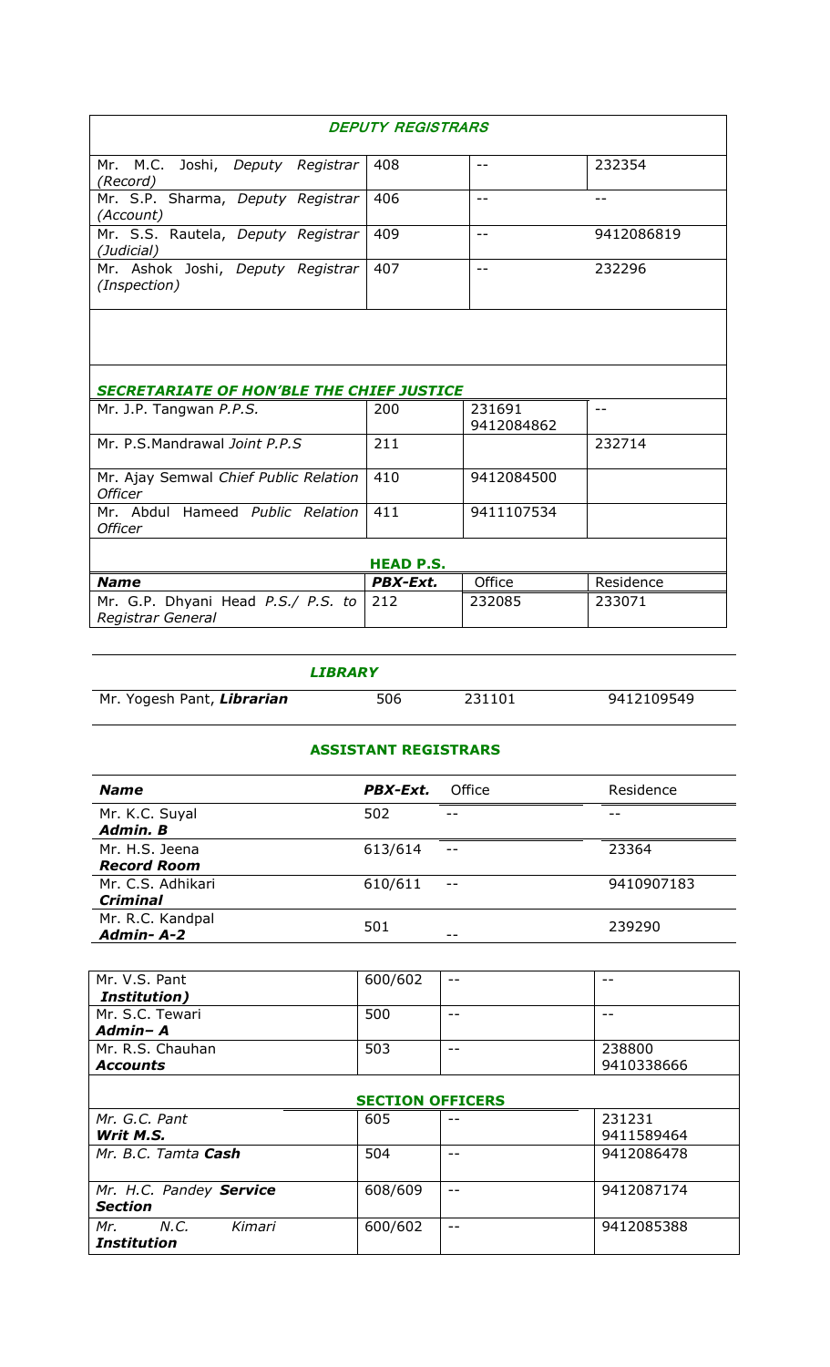| DEPUTY REGISTRARS | | | |
|---|---|---|---|
| Mr. M.C. Joshi, *Deputy Registrar (Record)* | 408 | -- | 232354 |
| Mr. S.P. Sharma, *Deputy Registrar (Account)* | 406 | -- | -- |
| Mr. S.S. Rautela, *Deputy Registrar (Judicial)* | 409 | -- | 9412086819 |
| Mr. Ashok Joshi, *Deputy Registrar (Inspection)* | 407 | -- | 232296 |

| SECRETARIATE OF HON'BLE THE CHIEF JUSTICE | | | |
|---|---|---|---|
| Mr. J.P. Tangwan *P.P.S.* | 200 | 231691<br>9412084862 | -- |
| Mr. P.S.Mandrawal *Joint P.P.S* | 211 | | 232714 |
| Mr. Ajay Semwal *Chief Public Relation Officer* | 410 | 9412084500 | |
| Mr. Abdul Hameed *Public Relation Officer* | 411 | 9411107534 | |

**HEAD P.S.**

| Name | PBX-Ext. | Office | Residence |
|---|---|---|---|
| Mr. G.P. Dhyani Head *P.S./ P.S. to Registrar General* | 212 | 232085 | 233071 |

**LIBRARY**

| | | | |
|---|---|---|---|
| Mr. Yogesh Pant, ***Librarian*** | 506 | 231101 | 9412109549 |

**ASSISTANT REGISTRARS**

| Name | PBX-Ext. | Office | Residence |
|---|---|---|---|
| Mr. K.C. Suyal<br>**Admin. B** | 502 | -- | -- |
| Mr. H.S. Jeena<br>**Record Room** | 613/614 | -- | 23364 |
| Mr. C.S. Adhikari<br>**Criminal** | 610/611 | -- | 9410907183 |
| Mr. R.C. Kandpal<br>**Admin- A-2** | 501 | -- | 239290 |
| Mr. V.S. Pant<br>**Institution)** | 600/602 | -- | -- |
| Mr. S.C. Tewari<br>**Admin– A** | 500 | -- | -- |
| Mr. R.S. Chauhan<br>**Accounts** | 503 | -- | 238800<br>9410338666 |

**SECTION OFFICERS**

| | | | |
|---|---|---|---|
| *Mr. G.C. Pant*<br>**Writ M.S.** | 605 | -- | 231231<br>9411589464 |
| *Mr. B.C. Tamta* **Cash** | 504 | -- | 9412086478 |
| *Mr. H.C. Pandey* **Service Section** | 608/609 | -- | 9412087174 |
| *Mr. N.C. Kimari*<br>**Institution** | 600/602 | -- | 9412085388 |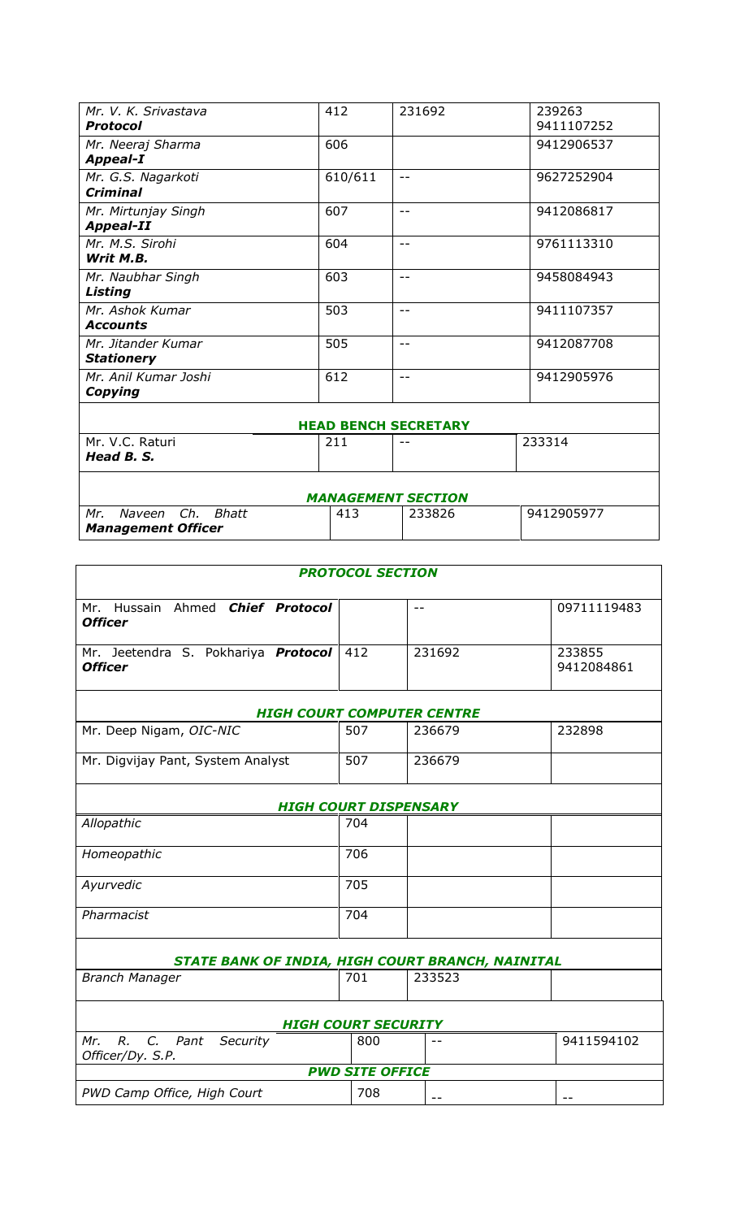| | | | |
|---|---|---|---|
| *Mr. V. K. Srivastava* ***Protocol*** | 412 | 231692 | 239263 9411107252 |
| *Mr. Neeraj Sharma* ***Appeal-I*** | 606 | | 9412906537 |
| *Mr. G.S. Nagarkoti* ***Criminal*** | 610/611 | -- | 9627252904 |
| *Mr. Mirtunjay Singh* ***Appeal-II*** | 607 | -- | 9412086817 |
| *Mr. M.S. Sirohi* ***Writ M.B.*** | 604 | -- | 9761113310 |
| *Mr. Naubhar Singh* ***Listing*** | 603 | -- | 9458084943 |
| *Mr. Ashok Kumar* ***Accounts*** | 503 | -- | 9411107357 |
| *Mr. Jitander Kumar* ***Stationery*** | 505 | -- | 9412087708 |
| *Mr. Anil Kumar Joshi* ***Copying*** | 612 | -- | 9412905976 |
| **HEAD BENCH SECRETARY** | | | |
| Mr. V.C. Raturi ***Head B. S.*** | 211 | -- | 233314 |
| ***MANAGEMENT SECTION*** | | | |
| *Mr. Naveen Ch. Bhatt* ***Management Officer*** | 413 | 233826 | 9412905977 |

| | | | |
|---|---|---|---|
| ***PROTOCOL SECTION*** | | | |
| Mr. Hussain Ahmed ***Chief Protocol Officer*** | | -- | 09711119483 |
| Mr. Jeetendra S. Pokhariya ***Protocol Officer*** | 412 | 231692 | 233855 9412084861 |
| ***HIGH COURT COMPUTER CENTRE*** | | | |
| Mr. Deep Nigam, *OIC-NIC* | 507 | 236679 | 232898 |
| Mr. Digvijay Pant, System Analyst | 507 | 236679 | |
| ***HIGH COURT DISPENSARY*** | | | |
| *Allopathic* | 704 | | |
| *Homeopathic* | 706 | | |
| *Ayurvedic* | 705 | | |
| *Pharmacist* | 704 | | |
| ***STATE BANK OF INDIA, HIGH COURT BRANCH, NAINITAL*** | | | |
| *Branch Manager* | 701 | 233523 | |
| ***HIGH COURT SECURITY*** | | | |
| *Mr. R. C. Pant Security Officer/Dy. S.P.* | 800 | -- | 9411594102 |
| ***PWD SITE OFFICE*** | | | |
| *PWD Camp Office, High Court* | 708 | -- | -- |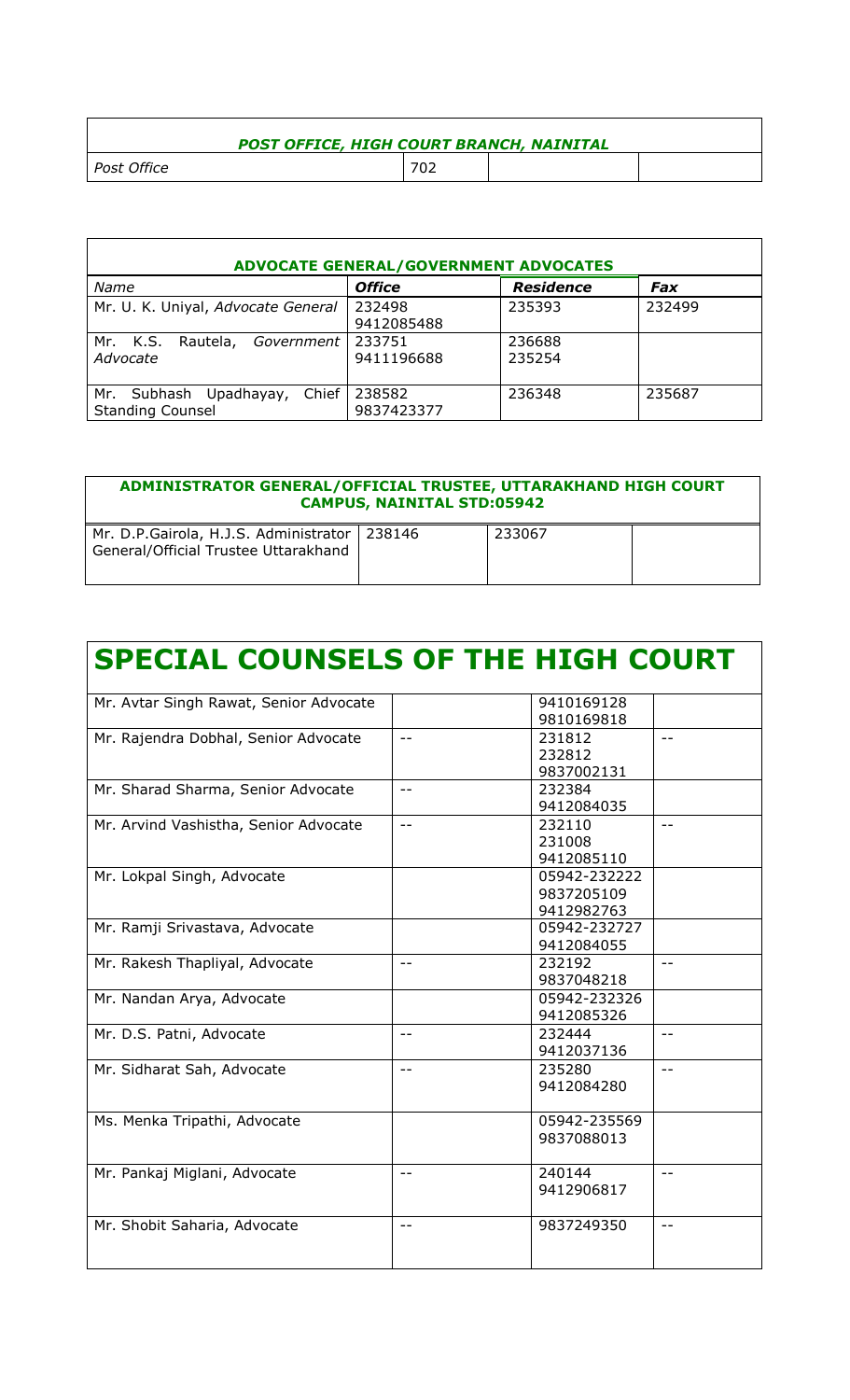| *POST OFFICE, HIGH COURT BRANCH, NAINITAL* | | | |
|---|---|---|---|
| *Post Office* | 702 | | |

| **ADVOCATE GENERAL/GOVERNMENT ADVOCATES** | | | |
|---|---|---|---|
| *Name* | ***Office*** | ***Residence*** | ***Fax*** |
| Mr. U. K. Uniyal, *Advocate General* | 232498<br>9412085488 | 235393 | 232499 |
| Mr. K.S. Rautela, *Government Advocate* | 233751<br>9411196688 | 236688<br>235254 | |
| Mr. Subhash Upadhayay, Chief Standing Counsel | 238582<br>9837423377 | 236348 | 235687 |

| **ADMINISTRATOR GENERAL/OFFICIAL TRUSTEE, UTTARAKHAND HIGH COURT CAMPUS, NAINITAL STD:05942** | | | |
|---|---|---|---|
| Mr. D.P.Gairola, H.J.S. Administrator General/Official Trustee Uttarakhand | 238146 | 233067 | |

# SPECIAL COUNSELS OF THE HIGH COURT

| | | | |
|---|---|---|---|
| Mr. Avtar Singh Rawat, Senior Advocate | | 9410169128<br>9810169818 | |
| Mr. Rajendra Dobhal, Senior Advocate | -- | 231812<br>232812<br>9837002131 | -- |
| Mr. Sharad Sharma, Senior Advocate | -- | 232384<br>9412084035 | |
| Mr. Arvind Vashistha, Senior Advocate | -- | 232110<br>231008<br>9412085110 | -- |
| Mr. Lokpal Singh, Advocate | | 05942-232222<br>9837205109<br>9412982763 | |
| Mr. Ramji Srivastava, Advocate | | 05942-232727<br>9412084055 | |
| Mr. Rakesh Thapliyal, Advocate | -- | 232192<br>9837048218 | -- |
| Mr. Nandan Arya, Advocate | | 05942-232326<br>9412085326 | |
| Mr. D.S. Patni, Advocate | -- | 232444<br>9412037136 | -- |
| Mr. Sidharat Sah, Advocate | -- | 235280<br>9412084280 | -- |
| Ms. Menka Tripathi, Advocate | | 05942-235569<br>9837088013 | |
| Mr. Pankaj Miglani, Advocate | -- | 240144<br>9412906817 | -- |
| Mr. Shobit Saharia, Advocate | -- | 9837249350 | -- |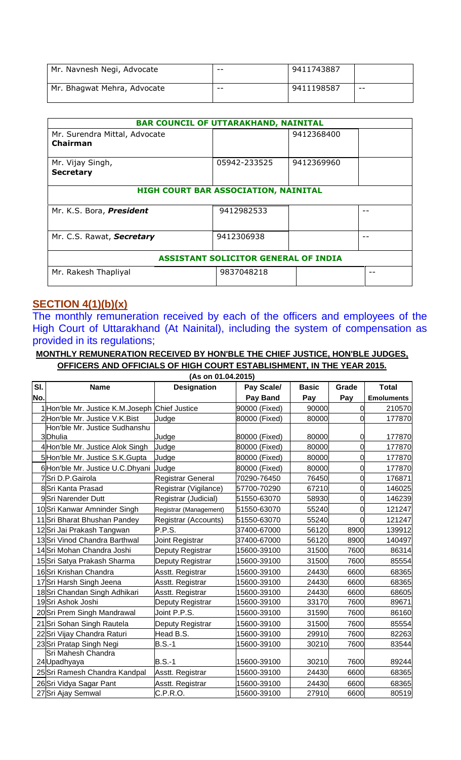| | | | |
|---|---|---|---|
| Mr. Navnesh Negi, Advocate | -- | 9411743887 | |
| Mr. Bhagwat Mehra, Advocate | -- | 9411198587 | -- |

| BAR COUNCIL OF UTTARAKHAND, NAINITAL | | | |
|---|---|---|---|
| Mr. Surendra Mittal, Advocate **Chairman** | | 9412368400 | |
| Mr. Vijay Singh, **Secretary** | 05942-233525 | 9412369960 | |
| **HIGH COURT BAR ASSOCIATION, NAINITAL** | | | |
| Mr. K.S. Bora, ***President*** | 9412982533 | | -- |
| Mr. C.S. Rawat, ***Secretary*** | 9412306938 | | -- |
| **ASSISTANT SOLICITOR GENERAL OF INDIA** | | | |
| Mr. Rakesh Thapliyal | 9837048218 | | -- |

## SECTION 4(1)(b)(x)

The monthly remuneration received by each of the officers and employees of the High Court of Uttarakhand (At Nainital), including the system of compensation as provided in its regulations;

**MONTHLY REMUNERATION RECEIVED BY HON'BLE THE CHIEF JUSTICE, HON'BLE JUDGES, OFFICERS AND OFFICIALS OF HIGH COURT ESTABLISHMENT, IN THE YEAR 2015.**

**(As on 01.04.2015)**

| Sl. No. | Name | Designation | Pay Scale/ Pay Band | Basic Pay | Grade Pay | Total Emoluments |
|---|---|---|---|---|---|---|
| 1 | Hon'ble Mr. Justice K.M.Joseph | Chief Justice | 90000 (Fixed) | 90000 | 0 | 210570 |
| 2 | Hon'ble Mr. Justice V.K.Bist | Judge | 80000 (Fixed) | 80000 | 0 | 177870 |
| 3 | Hon'ble Mr. Justice Sudhanshu Dhulia | Judge | 80000 (Fixed) | 80000 | 0 | 177870 |
| 4 | Hon'ble Mr. Justice Alok Singh | Judge | 80000 (Fixed) | 80000 | 0 | 177870 |
| 5 | Hon'ble Mr. Justice S.K.Gupta | Judge | 80000 (Fixed) | 80000 | 0 | 177870 |
| 6 | Hon'ble Mr. Justice U.C.Dhyani | Judge | 80000 (Fixed) | 80000 | 0 | 177870 |
| 7 | Sri D.P.Gairola | Registrar General | 70290-76450 | 76450 | 0 | 176871 |
| 8 | Sri Kanta Prasad | Registrar (Vigilance) | 57700-70290 | 67210 | 0 | 146025 |
| 9 | Sri Narender Dutt | Registrar (Judicial) | 51550-63070 | 58930 | 0 | 146239 |
| 10 | Sri Kanwar Amninder Singh | Registrar (Management) | 51550-63070 | 55240 | 0 | 121247 |
| 11 | Sri Bharat Bhushan Pandey | Registrar (Accounts) | 51550-63070 | 55240 | 0 | 121247 |
| 12 | Sri Jai Prakash Tangwan | P.P.S. | 37400-67000 | 56120 | 8900 | 139912 |
| 13 | Sri Vinod Chandra Barthwal | Joint Registrar | 37400-67000 | 56120 | 8900 | 140497 |
| 14 | Sri Mohan Chandra Joshi | Deputy Registrar | 15600-39100 | 31500 | 7600 | 86314 |
| 15 | Sri Satya Prakash Sharma | Deputy Registrar | 15600-39100 | 31500 | 7600 | 85554 |
| 16 | Sri Krishan Chandra | Asstt. Registrar | 15600-39100 | 24430 | 6600 | 68365 |
| 17 | Sri Harsh Singh Jeena | Asstt. Registrar | 15600-39100 | 24430 | 6600 | 68365 |
| 18 | Sri Chandan Singh Adhikari | Asstt. Registrar | 15600-39100 | 24430 | 6600 | 68605 |
| 19 | Sri Ashok Joshi | Deputy Registrar | 15600-39100 | 33170 | 7600 | 89671 |
| 20 | Sri Prem Singh Mandrawal | Joint P.P.S. | 15600-39100 | 31590 | 7600 | 86160 |
| 21 | Sri Sohan Singh Rautela | Deputy Registrar | 15600-39100 | 31500 | 7600 | 85554 |
| 22 | Sri Vijay Chandra Raturi | Head B.S. | 15600-39100 | 29910 | 7600 | 82263 |
| 23 | Sri Pratap Singh Negi | B.S.-1 | 15600-39100 | 30210 | 7600 | 83544 |
| 24 | Sri Mahesh Chandra Upadhyaya | B.S.-1 | 15600-39100 | 30210 | 7600 | 89244 |
| 25 | Sri Ramesh Chandra Kandpal | Asstt. Registrar | 15600-39100 | 24430 | 6600 | 68365 |
| 26 | Sri Vidya Sagar Pant | Asstt. Registrar | 15600-39100 | 24430 | 6600 | 68365 |
| 27 | Sri Ajay Semwal | C.P.R.O. | 15600-39100 | 27910 | 6600 | 80519 |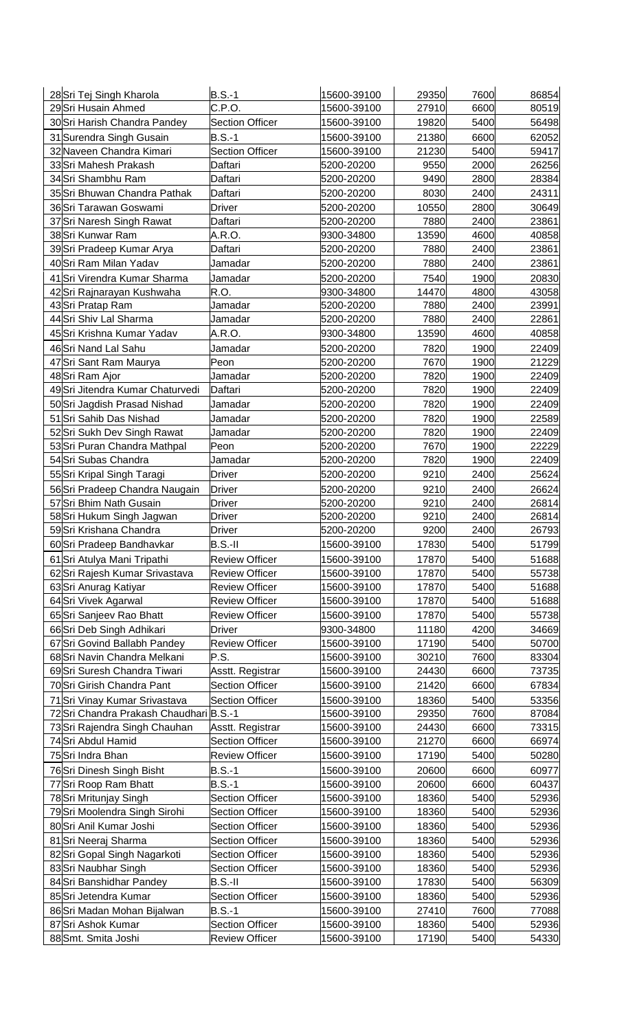| | | | | | | |
|---|---|---|---|---|---|---|
| 28 | Sri Tej Singh Kharola | B.S.-1 | 15600-39100 | 29350 | 7600 | 86854 |
| 29 | Sri Husain Ahmed | C.P.O. | 15600-39100 | 27910 | 6600 | 80519 |
| 30 | Sri Harish Chandra Pandey | Section Officer | 15600-39100 | 19820 | 5400 | 56498 |
| 31 | Surendra Singh Gusain | B.S.-1 | 15600-39100 | 21380 | 6600 | 62052 |
| 32 | Naveen Chandra Kimari | Section Officer | 15600-39100 | 21230 | 5400 | 59417 |
| 33 | Sri Mahesh Prakash | Daftari | 5200-20200 | 9550 | 2000 | 26256 |
| 34 | Sri Shambhu Ram | Daftari | 5200-20200 | 9490 | 2800 | 28384 |
| 35 | Sri Bhuwan Chandra Pathak | Daftari | 5200-20200 | 8030 | 2400 | 24311 |
| 36 | Sri Tarawan Goswami | Driver | 5200-20200 | 10550 | 2800 | 30649 |
| 37 | Sri Naresh Singh Rawat | Daftari | 5200-20200 | 7880 | 2400 | 23861 |
| 38 | Sri Kunwar Ram | A.R.O. | 9300-34800 | 13590 | 4600 | 40858 |
| 39 | Sri Pradeep Kumar Arya | Daftari | 5200-20200 | 7880 | 2400 | 23861 |
| 40 | Sri Ram Milan Yadav | Jamadar | 5200-20200 | 7880 | 2400 | 23861 |
| 41 | Sri Virendra Kumar Sharma | Jamadar | 5200-20200 | 7540 | 1900 | 20830 |
| 42 | Sri Rajnarayan Kushwaha | R.O. | 9300-34800 | 14470 | 4800 | 43058 |
| 43 | Sri Pratap Ram | Jamadar | 5200-20200 | 7880 | 2400 | 23991 |
| 44 | Sri Shiv Lal Sharma | Jamadar | 5200-20200 | 7880 | 2400 | 22861 |
| 45 | Sri Krishna Kumar Yadav | A.R.O. | 9300-34800 | 13590 | 4600 | 40858 |
| 46 | Sri Nand Lal Sahu | Jamadar | 5200-20200 | 7820 | 1900 | 22409 |
| 47 | Sri Sant Ram Maurya | Peon | 5200-20200 | 7670 | 1900 | 21229 |
| 48 | Sri Ram Ajor | Jamadar | 5200-20200 | 7820 | 1900 | 22409 |
| 49 | Sri Jitendra Kumar Chaturvedi | Daftari | 5200-20200 | 7820 | 1900 | 22409 |
| 50 | Sri Jagdish Prasad Nishad | Jamadar | 5200-20200 | 7820 | 1900 | 22409 |
| 51 | Sri Sahib Das Nishad | Jamadar | 5200-20200 | 7820 | 1900 | 22589 |
| 52 | Sri Sukh Dev Singh Rawat | Jamadar | 5200-20200 | 7820 | 1900 | 22409 |
| 53 | Sri Puran Chandra Mathpal | Peon | 5200-20200 | 7670 | 1900 | 22229 |
| 54 | Sri Subas Chandra | Jamadar | 5200-20200 | 7820 | 1900 | 22409 |
| 55 | Sri Kripal Singh Taragi | Driver | 5200-20200 | 9210 | 2400 | 25624 |
| 56 | Sri Pradeep Chandra Naugain | Driver | 5200-20200 | 9210 | 2400 | 26624 |
| 57 | Sri Bhim Nath Gusain | Driver | 5200-20200 | 9210 | 2400 | 26814 |
| 58 | Sri Hukum Singh Jagwan | Driver | 5200-20200 | 9210 | 2400 | 26814 |
| 59 | Sri Krishana Chandra | Driver | 5200-20200 | 9200 | 2400 | 26793 |
| 60 | Sri Pradeep Bandhavkar | B.S.-II | 15600-39100 | 17830 | 5400 | 51799 |
| 61 | Sri Atulya Mani Tripathi | Review Officer | 15600-39100 | 17870 | 5400 | 51688 |
| 62 | Sri Rajesh Kumar Srivastava | Review Officer | 15600-39100 | 17870 | 5400 | 55738 |
| 63 | Sri Anurag Katiyar | Review Officer | 15600-39100 | 17870 | 5400 | 51688 |
| 64 | Sri Vivek Agarwal | Review Officer | 15600-39100 | 17870 | 5400 | 51688 |
| 65 | Sri Sanjeev Rao Bhatt | Review Officer | 15600-39100 | 17870 | 5400 | 55738 |
| 66 | Sri Deb Singh Adhikari | Driver | 9300-34800 | 11180 | 4200 | 34669 |
| 67 | Sri Govind Ballabh Pandey | Review Officer | 15600-39100 | 17190 | 5400 | 50700 |
| 68 | Sri Navin Chandra Melkani | P.S. | 15600-39100 | 30210 | 7600 | 83304 |
| 69 | Sri Suresh Chandra Tiwari | Asstt. Registrar | 15600-39100 | 24430 | 6600 | 73735 |
| 70 | Sri Girish Chandra Pant | Section Officer | 15600-39100 | 21420 | 6600 | 67834 |
| 71 | Sri Vinay Kumar Srivastava | Section Officer | 15600-39100 | 18360 | 5400 | 53356 |
| 72 | Sri Chandra Prakash Chaudhari | B.S.-1 | 15600-39100 | 29350 | 7600 | 87084 |
| 73 | Sri Rajendra Singh Chauhan | Asstt. Registrar | 15600-39100 | 24430 | 6600 | 73315 |
| 74 | Sri Abdul Hamid | Section Officer | 15600-39100 | 21270 | 6600 | 66974 |
| 75 | Sri Indra Bhan | Review Officer | 15600-39100 | 17190 | 5400 | 50280 |
| 76 | Sri Dinesh Singh Bisht | B.S.-1 | 15600-39100 | 20600 | 6600 | 60977 |
| 77 | Sri Roop Ram Bhatt | B.S.-1 | 15600-39100 | 20600 | 6600 | 60437 |
| 78 | Sri Mritunjay Singh | Section Officer | 15600-39100 | 18360 | 5400 | 52936 |
| 79 | Sri Moolendra Singh Sirohi | Section Officer | 15600-39100 | 18360 | 5400 | 52936 |
| 80 | Sri Anil Kumar Joshi | Section Officer | 15600-39100 | 18360 | 5400 | 52936 |
| 81 | Sri Neeraj Sharma | Section Officer | 15600-39100 | 18360 | 5400 | 52936 |
| 82 | Sri Gopal Singh Nagarkoti | Section Officer | 15600-39100 | 18360 | 5400 | 52936 |
| 83 | Sri Naubhar Singh | Section Officer | 15600-39100 | 18360 | 5400 | 52936 |
| 84 | Sri Banshidhar Pandey | B.S.-II | 15600-39100 | 17830 | 5400 | 56309 |
| 85 | Sri Jetendra Kumar | Section Officer | 15600-39100 | 18360 | 5400 | 52936 |
| 86 | Sri Madan Mohan Bijalwan | B.S.-1 | 15600-39100 | 27410 | 7600 | 77088 |
| 87 | Sri Ashok Kumar | Section Officer | 15600-39100 | 18360 | 5400 | 52936 |
| 88 | Smt. Smita Joshi | Review Officer | 15600-39100 | 17190 | 5400 | 54330 |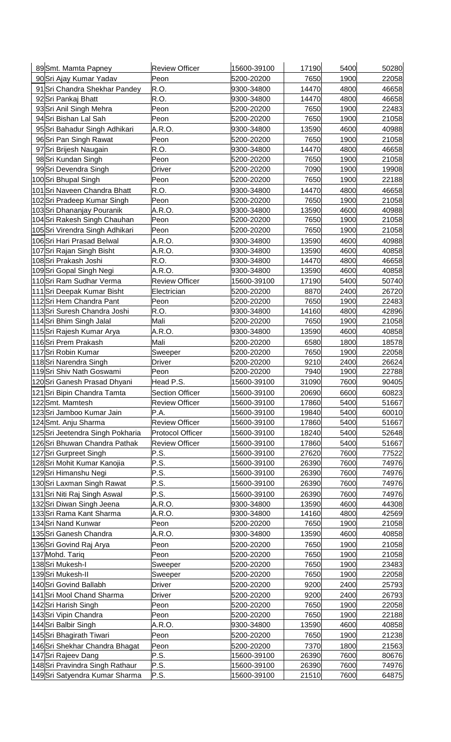| | | | | | | |
|---|---|---|---|---|---|---|
| 89 | Smt. Mamta Papney | Review Officer | 15600-39100 | 17190 | 5400 | 50280 |
| 90 | Sri Ajay Kumar Yadav | Peon | 5200-20200 | 7650 | 1900 | 22058 |
| 91 | Sri Chandra Shekhar Pandey | R.O. | 9300-34800 | 14470 | 4800 | 46658 |
| 92 | Sri Pankaj Bhatt | R.O. | 9300-34800 | 14470 | 4800 | 46658 |
| 93 | Sri Anil Singh Mehra | Peon | 5200-20200 | 7650 | 1900 | 22483 |
| 94 | Sri Bishan Lal Sah | Peon | 5200-20200 | 7650 | 1900 | 21058 |
| 95 | Sri Bahadur Singh Adhikari | A.R.O. | 9300-34800 | 13590 | 4600 | 40988 |
| 96 | Sri Pan Singh Rawat | Peon | 5200-20200 | 7650 | 1900 | 21058 |
| 97 | Sri Brijesh Naugain | R.O. | 9300-34800 | 14470 | 4800 | 46658 |
| 98 | Sri Kundan Singh | Peon | 5200-20200 | 7650 | 1900 | 21058 |
| 99 | Sri Devendra Singh | Driver | 5200-20200 | 7090 | 1900 | 19908 |
| 100 | Sri Bhupal Singh | Peon | 5200-20200 | 7650 | 1900 | 22188 |
| 101 | Sri Naveen Chandra Bhatt | R.O. | 9300-34800 | 14470 | 4800 | 46658 |
| 102 | Sri Pradeep Kumar Singh | Peon | 5200-20200 | 7650 | 1900 | 21058 |
| 103 | Sri Dhananjay Pouranik | A.R.O. | 9300-34800 | 13590 | 4600 | 40988 |
| 104 | Sri Rakesh Singh Chauhan | Peon | 5200-20200 | 7650 | 1900 | 21058 |
| 105 | Sri Virendra Singh Adhikari | Peon | 5200-20200 | 7650 | 1900 | 21058 |
| 106 | Sri Hari Prasad Belwal | A.R.O. | 9300-34800 | 13590 | 4600 | 40988 |
| 107 | Sri Rajan Singh Bisht | A.R.O. | 9300-34800 | 13590 | 4600 | 40858 |
| 108 | Sri Prakash Joshi | R.O. | 9300-34800 | 14470 | 4800 | 46658 |
| 109 | Sri Gopal Singh Negi | A.R.O. | 9300-34800 | 13590 | 4600 | 40858 |
| 110 | Sri Ram Sudhar Verma | Review Officer | 15600-39100 | 17190 | 5400 | 50740 |
| 111 | Sri Deepak Kumar Bisht | Electrician | 5200-20200 | 8870 | 2400 | 26720 |
| 112 | Sri Hem Chandra Pant | Peon | 5200-20200 | 7650 | 1900 | 22483 |
| 113 | Sri Suresh Chandra Joshi | R.O. | 9300-34800 | 14160 | 4800 | 42896 |
| 114 | Sri Bhim Singh Jalal | Mali | 5200-20200 | 7650 | 1900 | 21058 |
| 115 | Sri Rajesh Kumar Arya | A.R.O. | 9300-34800 | 13590 | 4600 | 40858 |
| 116 | Sri Prem Prakash | Mali | 5200-20200 | 6580 | 1800 | 18578 |
| 117 | Sri Robin Kumar | Sweeper | 5200-20200 | 7650 | 1900 | 22058 |
| 118 | Sri Narendra Singh | Driver | 5200-20200 | 9210 | 2400 | 26624 |
| 119 | Sri Shiv Nath Goswami | Peon | 5200-20200 | 7940 | 1900 | 22788 |
| 120 | Sri Ganesh Prasad Dhyani | Head P.S. | 15600-39100 | 31090 | 7600 | 90405 |
| 121 | Sri Bipin Chandra Tamta | Section Officer | 15600-39100 | 20690 | 6600 | 60823 |
| 122 | Smt. Mamtesh | Review Officer | 15600-39100 | 17860 | 5400 | 51667 |
| 123 | Sri Jamboo Kumar Jain | P.A. | 15600-39100 | 19840 | 5400 | 60010 |
| 124 | Smt. Anju Sharma | Review Officer | 15600-39100 | 17860 | 5400 | 51667 |
| 125 | Sri Jeetendra Singh Pokharia | Protocol Officer | 15600-39100 | 18240 | 5400 | 52648 |
| 126 | Sri Bhuwan Chandra Pathak | Review Officer | 15600-39100 | 17860 | 5400 | 51667 |
| 127 | Sri Gurpreet Singh | P.S. | 15600-39100 | 27620 | 7600 | 77522 |
| 128 | Sri Mohit Kumar Kanojia | P.S. | 15600-39100 | 26390 | 7600 | 74976 |
| 129 | Sri Himanshu Negi | P.S. | 15600-39100 | 26390 | 7600 | 74976 |
| 130 | Sri Laxman Singh Rawat | P.S. | 15600-39100 | 26390 | 7600 | 74976 |
| 131 | Sri Niti Raj Singh Aswal | P.S. | 15600-39100 | 26390 | 7600 | 74976 |
| 132 | Sri Diwan Singh Jeena | A.R.O. | 9300-34800 | 13590 | 4600 | 44308 |
| 133 | Sri Rama Kant Sharma | A.R.O. | 9300-34800 | 14160 | 4800 | 42569 |
| 134 | Sri Nand Kunwar | Peon | 5200-20200 | 7650 | 1900 | 21058 |
| 135 | Sri Ganesh Chandra | A.R.O. | 9300-34800 | 13590 | 4600 | 40858 |
| 136 | Sri Govind Raj Arya | Peon | 5200-20200 | 7650 | 1900 | 21058 |
| 137 | Mohd. Tariq | Peon | 5200-20200 | 7650 | 1900 | 21058 |
| 138 | Sri Mukesh-I | Sweeper | 5200-20200 | 7650 | 1900 | 23483 |
| 139 | Sri Mukesh-II | Sweeper | 5200-20200 | 7650 | 1900 | 22058 |
| 140 | Sri Govind Ballabh | Driver | 5200-20200 | 9200 | 2400 | 25793 |
| 141 | Sri Mool Chand Sharma | Driver | 5200-20200 | 9200 | 2400 | 26793 |
| 142 | Sri Harish Singh | Peon | 5200-20200 | 7650 | 1900 | 22058 |
| 143 | Sri Vipin Chandra | Peon | 5200-20200 | 7650 | 1900 | 22188 |
| 144 | Sri Balbir Singh | A.R.O. | 9300-34800 | 13590 | 4600 | 40858 |
| 145 | Sri Bhagirath Tiwari | Peon | 5200-20200 | 7650 | 1900 | 21238 |
| 146 | Sri Shekhar Chandra Bhagat | Peon | 5200-20200 | 7370 | 1800 | 21563 |
| 147 | Sri Rajeev Dang | P.S. | 15600-39100 | 26390 | 7600 | 80676 |
| 148 | Sri Pravindra Singh Rathaur | P.S. | 15600-39100 | 26390 | 7600 | 74976 |
| 149 | Sri Satyendra Kumar Sharma | P.S. | 15600-39100 | 21510 | 7600 | 64875 |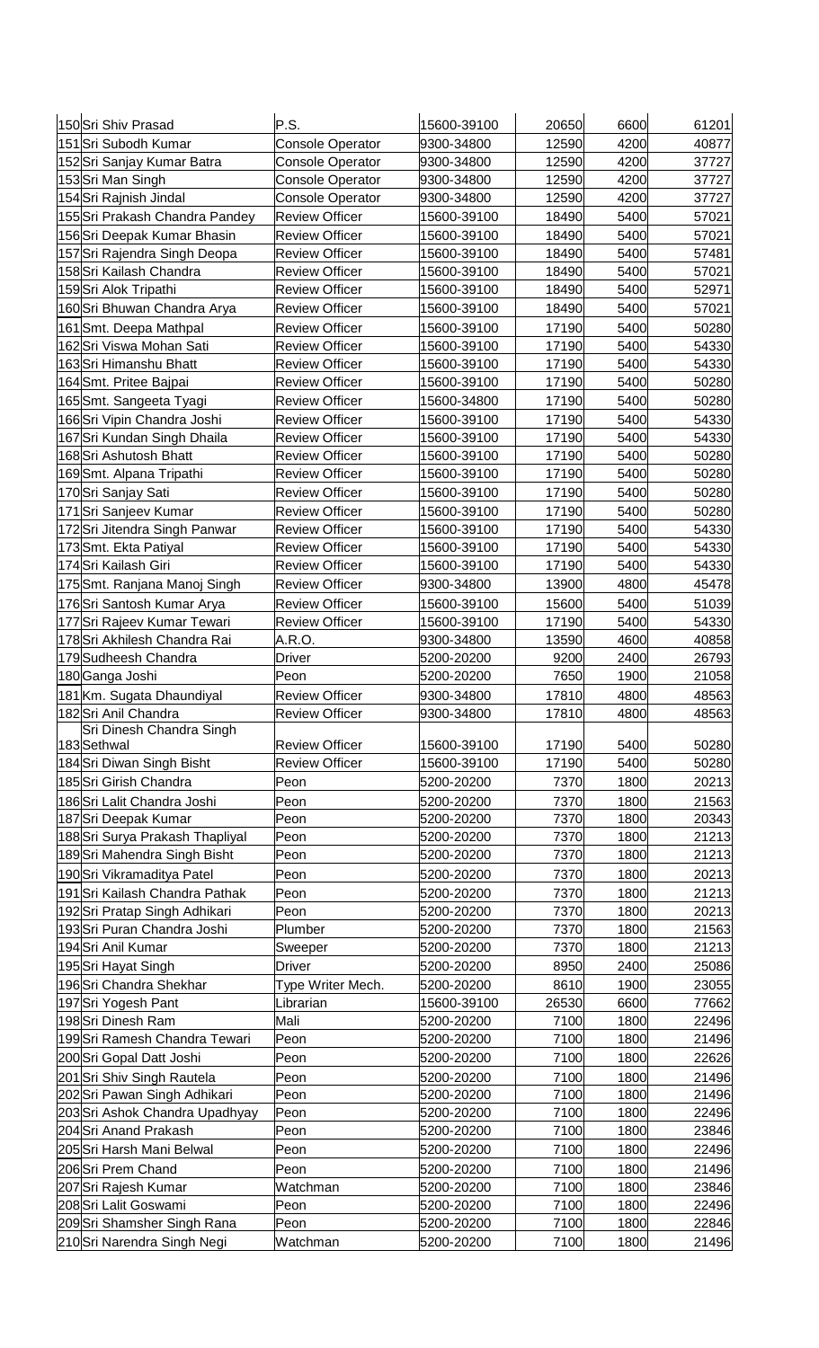| | | | | | | |
|---|---|---|---|---|---|---|
| 150 | Sri Shiv Prasad | P.S. | 15600-39100 | 20650 | 6600 | 61201 |
| 151 | Sri Subodh Kumar | Console Operator | 9300-34800 | 12590 | 4200 | 40877 |
| 152 | Sri Sanjay Kumar Batra | Console Operator | 9300-34800 | 12590 | 4200 | 37727 |
| 153 | Sri Man Singh | Console Operator | 9300-34800 | 12590 | 4200 | 37727 |
| 154 | Sri Rajnish Jindal | Console Operator | 9300-34800 | 12590 | 4200 | 37727 |
| 155 | Sri Prakash Chandra Pandey | Review Officer | 15600-39100 | 18490 | 5400 | 57021 |
| 156 | Sri Deepak Kumar Bhasin | Review Officer | 15600-39100 | 18490 | 5400 | 57021 |
| 157 | Sri Rajendra Singh Deopa | Review Officer | 15600-39100 | 18490 | 5400 | 57481 |
| 158 | Sri Kailash Chandra | Review Officer | 15600-39100 | 18490 | 5400 | 57021 |
| 159 | Sri Alok Tripathi | Review Officer | 15600-39100 | 18490 | 5400 | 52971 |
| 160 | Sri Bhuwan Chandra Arya | Review Officer | 15600-39100 | 18490 | 5400 | 57021 |
| 161 | Smt. Deepa Mathpal | Review Officer | 15600-39100 | 17190 | 5400 | 50280 |
| 162 | Sri Viswa Mohan Sati | Review Officer | 15600-39100 | 17190 | 5400 | 54330 |
| 163 | Sri Himanshu Bhatt | Review Officer | 15600-39100 | 17190 | 5400 | 54330 |
| 164 | Smt. Pritee Bajpai | Review Officer | 15600-39100 | 17190 | 5400 | 50280 |
| 165 | Smt. Sangeeta Tyagi | Review Officer | 15600-34800 | 17190 | 5400 | 50280 |
| 166 | Sri Vipin Chandra Joshi | Review Officer | 15600-39100 | 17190 | 5400 | 54330 |
| 167 | Sri Kundan Singh Dhaila | Review Officer | 15600-39100 | 17190 | 5400 | 54330 |
| 168 | Sri Ashutosh Bhatt | Review Officer | 15600-39100 | 17190 | 5400 | 50280 |
| 169 | Smt. Alpana Tripathi | Review Officer | 15600-39100 | 17190 | 5400 | 50280 |
| 170 | Sri Sanjay Sati | Review Officer | 15600-39100 | 17190 | 5400 | 50280 |
| 171 | Sri Sanjeev Kumar | Review Officer | 15600-39100 | 17190 | 5400 | 50280 |
| 172 | Sri Jitendra Singh Panwar | Review Officer | 15600-39100 | 17190 | 5400 | 54330 |
| 173 | Smt. Ekta Patiyal | Review Officer | 15600-39100 | 17190 | 5400 | 54330 |
| 174 | Sri Kailash Giri | Review Officer | 15600-39100 | 17190 | 5400 | 54330 |
| 175 | Smt. Ranjana Manoj Singh | Review Officer | 9300-34800 | 13900 | 4800 | 45478 |
| 176 | Sri Santosh Kumar Arya | Review Officer | 15600-39100 | 15600 | 5400 | 51039 |
| 177 | Sri Rajeev Kumar Tewari | Review Officer | 15600-39100 | 17190 | 5400 | 54330 |
| 178 | Sri Akhilesh Chandra Rai | A.R.O. | 9300-34800 | 13590 | 4600 | 40858 |
| 179 | Sudheesh Chandra | Driver | 5200-20200 | 9200 | 2400 | 26793 |
| 180 | Ganga Joshi | Peon | 5200-20200 | 7650 | 1900 | 21058 |
| 181 | Km. Sugata Dhaundiyal | Review Officer | 9300-34800 | 17810 | 4800 | 48563 |
| 182 | Sri Anil Chandra | Review Officer | 9300-34800 | 17810 | 4800 | 48563 |
| 183 | Sri Dinesh Chandra Singh Sethwal | Review Officer | 15600-39100 | 17190 | 5400 | 50280 |
| 184 | Sri Diwan Singh Bisht | Review Officer | 15600-39100 | 17190 | 5400 | 50280 |
| 185 | Sri Girish Chandra | Peon | 5200-20200 | 7370 | 1800 | 20213 |
| 186 | Sri Lalit Chandra Joshi | Peon | 5200-20200 | 7370 | 1800 | 21563 |
| 187 | Sri Deepak Kumar | Peon | 5200-20200 | 7370 | 1800 | 20343 |
| 188 | Sri Surya Prakash Thapliyal | Peon | 5200-20200 | 7370 | 1800 | 21213 |
| 189 | Sri Mahendra Singh Bisht | Peon | 5200-20200 | 7370 | 1800 | 21213 |
| 190 | Sri Vikramaditya Patel | Peon | 5200-20200 | 7370 | 1800 | 20213 |
| 191 | Sri Kailash Chandra Pathak | Peon | 5200-20200 | 7370 | 1800 | 21213 |
| 192 | Sri Pratap Singh Adhikari | Peon | 5200-20200 | 7370 | 1800 | 20213 |
| 193 | Sri Puran Chandra Joshi | Plumber | 5200-20200 | 7370 | 1800 | 21563 |
| 194 | Sri Anil Kumar | Sweeper | 5200-20200 | 7370 | 1800 | 21213 |
| 195 | Sri Hayat Singh | Driver | 5200-20200 | 8950 | 2400 | 25086 |
| 196 | Sri Chandra Shekhar | Type Writer Mech. | 5200-20200 | 8610 | 1900 | 23055 |
| 197 | Sri Yogesh Pant | Librarian | 15600-39100 | 26530 | 6600 | 77662 |
| 198 | Sri Dinesh Ram | Mali | 5200-20200 | 7100 | 1800 | 22496 |
| 199 | Sri Ramesh Chandra Tewari | Peon | 5200-20200 | 7100 | 1800 | 21496 |
| 200 | Sri Gopal Datt Joshi | Peon | 5200-20200 | 7100 | 1800 | 22626 |
| 201 | Sri Shiv Singh Rautela | Peon | 5200-20200 | 7100 | 1800 | 21496 |
| 202 | Sri Pawan Singh Adhikari | Peon | 5200-20200 | 7100 | 1800 | 21496 |
| 203 | Sri Ashok Chandra Upadhyay | Peon | 5200-20200 | 7100 | 1800 | 22496 |
| 204 | Sri Anand Prakash | Peon | 5200-20200 | 7100 | 1800 | 23846 |
| 205 | Sri Harsh Mani Belwal | Peon | 5200-20200 | 7100 | 1800 | 22496 |
| 206 | Sri Prem Chand | Peon | 5200-20200 | 7100 | 1800 | 21496 |
| 207 | Sri Rajesh Kumar | Watchman | 5200-20200 | 7100 | 1800 | 23846 |
| 208 | Sri Lalit Goswami | Peon | 5200-20200 | 7100 | 1800 | 22496 |
| 209 | Sri Shamsher Singh Rana | Peon | 5200-20200 | 7100 | 1800 | 22846 |
| 210 | Sri Narendra Singh Negi | Watchman | 5200-20200 | 7100 | 1800 | 21496 |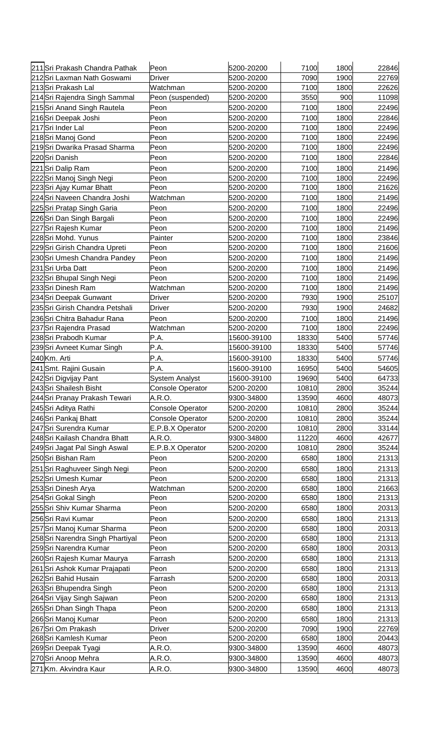| | | | | | | |
|---|---|---|---|---|---|---|
| 211 | Sri Prakash Chandra Pathak | Peon | 5200-20200 | 7100 | 1800 | 22846 |
| 212 | Sri Laxman Nath Goswami | Driver | 5200-20200 | 7090 | 1900 | 22769 |
| 213 | Sri Prakash Lal | Watchman | 5200-20200 | 7100 | 1800 | 22626 |
| 214 | Sri Rajendra Singh Sammal | Peon (suspended) | 5200-20200 | 3550 | 900 | 11098 |
| 215 | Sri Anand Singh Rautela | Peon | 5200-20200 | 7100 | 1800 | 22496 |
| 216 | Sri Deepak Joshi | Peon | 5200-20200 | 7100 | 1800 | 22846 |
| 217 | Sri Inder Lal | Peon | 5200-20200 | 7100 | 1800 | 22496 |
| 218 | Sri Manoj Gond | Peon | 5200-20200 | 7100 | 1800 | 22496 |
| 219 | Sri Dwarika Prasad Sharma | Peon | 5200-20200 | 7100 | 1800 | 22496 |
| 220 | Sri Danish | Peon | 5200-20200 | 7100 | 1800 | 22846 |
| 221 | Sri Dalip Ram | Peon | 5200-20200 | 7100 | 1800 | 21496 |
| 222 | Sri Manoj Singh Negi | Peon | 5200-20200 | 7100 | 1800 | 22496 |
| 223 | Sri Ajay Kumar Bhatt | Peon | 5200-20200 | 7100 | 1800 | 21626 |
| 224 | Sri Naveen Chandra Joshi | Watchman | 5200-20200 | 7100 | 1800 | 21496 |
| 225 | Sri Pratap Singh Garia | Peon | 5200-20200 | 7100 | 1800 | 22496 |
| 226 | Sri Dan Singh Bargali | Peon | 5200-20200 | 7100 | 1800 | 22496 |
| 227 | Sri Rajesh Kumar | Peon | 5200-20200 | 7100 | 1800 | 21496 |
| 228 | Sri Mohd. Yunus | Painter | 5200-20200 | 7100 | 1800 | 23846 |
| 229 | Sri Girish Chandra Upreti | Peon | 5200-20200 | 7100 | 1800 | 21606 |
| 230 | Sri Umesh Chandra Pandey | Peon | 5200-20200 | 7100 | 1800 | 21496 |
| 231 | Sri Urba Datt | Peon | 5200-20200 | 7100 | 1800 | 21496 |
| 232 | Sri Bhupal Singh Negi | Peon | 5200-20200 | 7100 | 1800 | 21496 |
| 233 | Sri Dinesh Ram | Watchman | 5200-20200 | 7100 | 1800 | 21496 |
| 234 | Sri Deepak Gunwant | Driver | 5200-20200 | 7930 | 1900 | 25107 |
| 235 | Sri Girish Chandra Petshali | Driver | 5200-20200 | 7930 | 1900 | 24682 |
| 236 | Sri Chitra Bahadur Rana | Peon | 5200-20200 | 7100 | 1800 | 21496 |
| 237 | Sri Rajendra Prasad | Watchman | 5200-20200 | 7100 | 1800 | 22496 |
| 238 | Sri Prabodh Kumar | P.A. | 15600-39100 | 18330 | 5400 | 57746 |
| 239 | Sri Avneet Kumar Singh | P.A. | 15600-39100 | 18330 | 5400 | 57746 |
| 240 | Km. Arti | P.A. | 15600-39100 | 18330 | 5400 | 57746 |
| 241 | Smt. Rajini Gusain | P.A. | 15600-39100 | 16950 | 5400 | 54605 |
| 242 | Sri Digvijay Pant | System Analyst | 15600-39100 | 19690 | 5400 | 64733 |
| 243 | Sri Shailesh Bisht | Console Operator | 5200-20200 | 10810 | 2800 | 35244 |
| 244 | Sri Pranay Prakash Tewari | A.R.O. | 9300-34800 | 13590 | 4600 | 48073 |
| 245 | Sri Aditya Rathi | Console Operator | 5200-20200 | 10810 | 2800 | 35244 |
| 246 | Sri Pankaj Bhatt | Console Operator | 5200-20200 | 10810 | 2800 | 35244 |
| 247 | Sri Surendra Kumar | E.P.B.X Operator | 5200-20200 | 10810 | 2800 | 33144 |
| 248 | Sri Kailash Chandra Bhatt | A.R.O. | 9300-34800 | 11220 | 4600 | 42677 |
| 249 | Sri Jagat Pal Singh Aswal | E.P.B.X Operator | 5200-20200 | 10810 | 2800 | 35244 |
| 250 | Sri Bishan Ram | Peon | 5200-20200 | 6580 | 1800 | 21313 |
| 251 | Sri Raghuveer Singh Negi | Peon | 5200-20200 | 6580 | 1800 | 21313 |
| 252 | Sri Umesh Kumar | Peon | 5200-20200 | 6580 | 1800 | 21313 |
| 253 | Sri Dinesh Arya | Watchman | 5200-20200 | 6580 | 1800 | 21663 |
| 254 | Sri Gokal Singh | Peon | 5200-20200 | 6580 | 1800 | 21313 |
| 255 | Sri Shiv Kumar Sharma | Peon | 5200-20200 | 6580 | 1800 | 20313 |
| 256 | Sri Ravi Kumar | Peon | 5200-20200 | 6580 | 1800 | 21313 |
| 257 | Sri Manoj Kumar Sharma | Peon | 5200-20200 | 6580 | 1800 | 20313 |
| 258 | Sri Narendra Singh Phartiyal | Peon | 5200-20200 | 6580 | 1800 | 21313 |
| 259 | Sri Narendra Kumar | Peon | 5200-20200 | 6580 | 1800 | 20313 |
| 260 | Sri Rajesh Kumar Maurya | Farrash | 5200-20200 | 6580 | 1800 | 21313 |
| 261 | Sri Ashok Kumar Prajapati | Peon | 5200-20200 | 6580 | 1800 | 21313 |
| 262 | Sri Bahid Husain | Farrash | 5200-20200 | 6580 | 1800 | 20313 |
| 263 | Sri Bhupendra Singh | Peon | 5200-20200 | 6580 | 1800 | 21313 |
| 264 | Sri Vijay Singh Sajwan | Peon | 5200-20200 | 6580 | 1800 | 21313 |
| 265 | Sri Dhan Singh Thapa | Peon | 5200-20200 | 6580 | 1800 | 21313 |
| 266 | Sri Manoj Kumar | Peon | 5200-20200 | 6580 | 1800 | 21313 |
| 267 | Sri Om Prakash | Driver | 5200-20200 | 7090 | 1900 | 22769 |
| 268 | Sri Kamlesh Kumar | Peon | 5200-20200 | 6580 | 1800 | 20443 |
| 269 | Sri Deepak Tyagi | A.R.O. | 9300-34800 | 13590 | 4600 | 48073 |
| 270 | Sri Anoop Mehra | A.R.O. | 9300-34800 | 13590 | 4600 | 48073 |
| 271 | Km. Akvindra Kaur | A.R.O. | 9300-34800 | 13590 | 4600 | 48073 |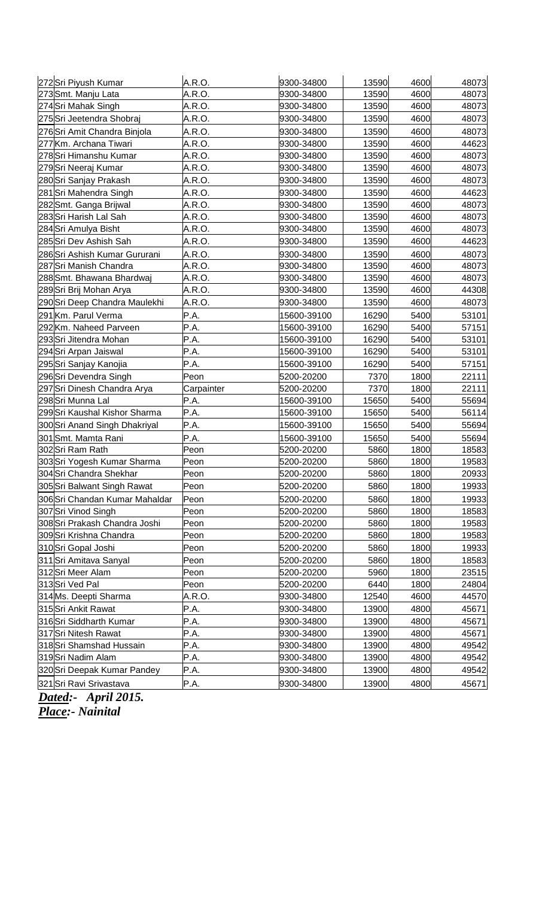| | | | | | | |
|---|---|---|---|---|---|---|
| 272 | Sri Piyush Kumar | A.R.O. | 9300-34800 | 13590 | 4600 | 48073 |
| 273 | Smt. Manju Lata | A.R.O. | 9300-34800 | 13590 | 4600 | 48073 |
| 274 | Sri Mahak Singh | A.R.O. | 9300-34800 | 13590 | 4600 | 48073 |
| 275 | Sri Jeetendra Shobraj | A.R.O. | 9300-34800 | 13590 | 4600 | 48073 |
| 276 | Sri Amit Chandra Binjola | A.R.O. | 9300-34800 | 13590 | 4600 | 48073 |
| 277 | Km. Archana Tiwari | A.R.O. | 9300-34800 | 13590 | 4600 | 44623 |
| 278 | Sri Himanshu Kumar | A.R.O. | 9300-34800 | 13590 | 4600 | 48073 |
| 279 | Sri Neeraj Kumar | A.R.O. | 9300-34800 | 13590 | 4600 | 48073 |
| 280 | Sri Sanjay Prakash | A.R.O. | 9300-34800 | 13590 | 4600 | 48073 |
| 281 | Sri Mahendra Singh | A.R.O. | 9300-34800 | 13590 | 4600 | 44623 |
| 282 | Smt. Ganga Brijwal | A.R.O. | 9300-34800 | 13590 | 4600 | 48073 |
| 283 | Sri Harish Lal Sah | A.R.O. | 9300-34800 | 13590 | 4600 | 48073 |
| 284 | Sri Amulya Bisht | A.R.O. | 9300-34800 | 13590 | 4600 | 48073 |
| 285 | Sri Dev Ashish Sah | A.R.O. | 9300-34800 | 13590 | 4600 | 44623 |
| 286 | Sri Ashish Kumar Gururani | A.R.O. | 9300-34800 | 13590 | 4600 | 48073 |
| 287 | Sri Manish Chandra | A.R.O. | 9300-34800 | 13590 | 4600 | 48073 |
| 288 | Smt. Bhawana Bhardwaj | A.R.O. | 9300-34800 | 13590 | 4600 | 48073 |
| 289 | Sri Brij Mohan Arya | A.R.O. | 9300-34800 | 13590 | 4600 | 44308 |
| 290 | Sri Deep Chandra Maulekhi | A.R.O. | 9300-34800 | 13590 | 4600 | 48073 |
| 291 | Km. Parul Verma | P.A. | 15600-39100 | 16290 | 5400 | 53101 |
| 292 | Km. Naheed Parveen | P.A. | 15600-39100 | 16290 | 5400 | 57151 |
| 293 | Sri Jitendra Mohan | P.A. | 15600-39100 | 16290 | 5400 | 53101 |
| 294 | Sri Arpan Jaiswal | P.A. | 15600-39100 | 16290 | 5400 | 53101 |
| 295 | Sri Sanjay Kanojia | P.A. | 15600-39100 | 16290 | 5400 | 57151 |
| 296 | Sri Devendra Singh | Peon | 5200-20200 | 7370 | 1800 | 22111 |
| 297 | Sri Dinesh Chandra Arya | Carpainter | 5200-20200 | 7370 | 1800 | 22111 |
| 298 | Sri Munna Lal | P.A. | 15600-39100 | 15650 | 5400 | 55694 |
| 299 | Sri Kaushal Kishor Sharma | P.A. | 15600-39100 | 15650 | 5400 | 56114 |
| 300 | Sri Anand Singh Dhakriyal | P.A. | 15600-39100 | 15650 | 5400 | 55694 |
| 301 | Smt. Mamta Rani | P.A. | 15600-39100 | 15650 | 5400 | 55694 |
| 302 | Sri Ram Rath | Peon | 5200-20200 | 5860 | 1800 | 18583 |
| 303 | Sri Yogesh Kumar Sharma | Peon | 5200-20200 | 5860 | 1800 | 19583 |
| 304 | Sri Chandra Shekhar | Peon | 5200-20200 | 5860 | 1800 | 20933 |
| 305 | Sri Balwant Singh Rawat | Peon | 5200-20200 | 5860 | 1800 | 19933 |
| 306 | Sri Chandan Kumar Mahaldar | Peon | 5200-20200 | 5860 | 1800 | 19933 |
| 307 | Sri Vinod Singh | Peon | 5200-20200 | 5860 | 1800 | 18583 |
| 308 | Sri Prakash Chandra Joshi | Peon | 5200-20200 | 5860 | 1800 | 19583 |
| 309 | Sri Krishna Chandra | Peon | 5200-20200 | 5860 | 1800 | 19583 |
| 310 | Sri Gopal Joshi | Peon | 5200-20200 | 5860 | 1800 | 19933 |
| 311 | Sri Amitava Sanyal | Peon | 5200-20200 | 5860 | 1800 | 18583 |
| 312 | Sri Meer Alam | Peon | 5200-20200 | 5960 | 1800 | 23515 |
| 313 | Sri Ved Pal | Peon | 5200-20200 | 6440 | 1800 | 24804 |
| 314 | Ms. Deepti Sharma | A.R.O. | 9300-34800 | 12540 | 4600 | 44570 |
| 315 | Sri Ankit Rawat | P.A. | 9300-34800 | 13900 | 4800 | 45671 |
| 316 | Sri Siddharth Kumar | P.A. | 9300-34800 | 13900 | 4800 | 45671 |
| 317 | Sri Nitesh Rawat | P.A. | 9300-34800 | 13900 | 4800 | 45671 |
| 318 | Sri Shamshad Hussain | P.A. | 9300-34800 | 13900 | 4800 | 49542 |
| 319 | Sri Nadim Alam | P.A. | 9300-34800 | 13900 | 4800 | 49542 |
| 320 | Sri Deepak Kumar Pandey | P.A. | 9300-34800 | 13900 | 4800 | 49542 |
| 321 | Sri Ravi Srivastava | P.A. | 9300-34800 | 13900 | 4800 | 45671 |

***Dated:- April 2015.***
***Place:- Nainital***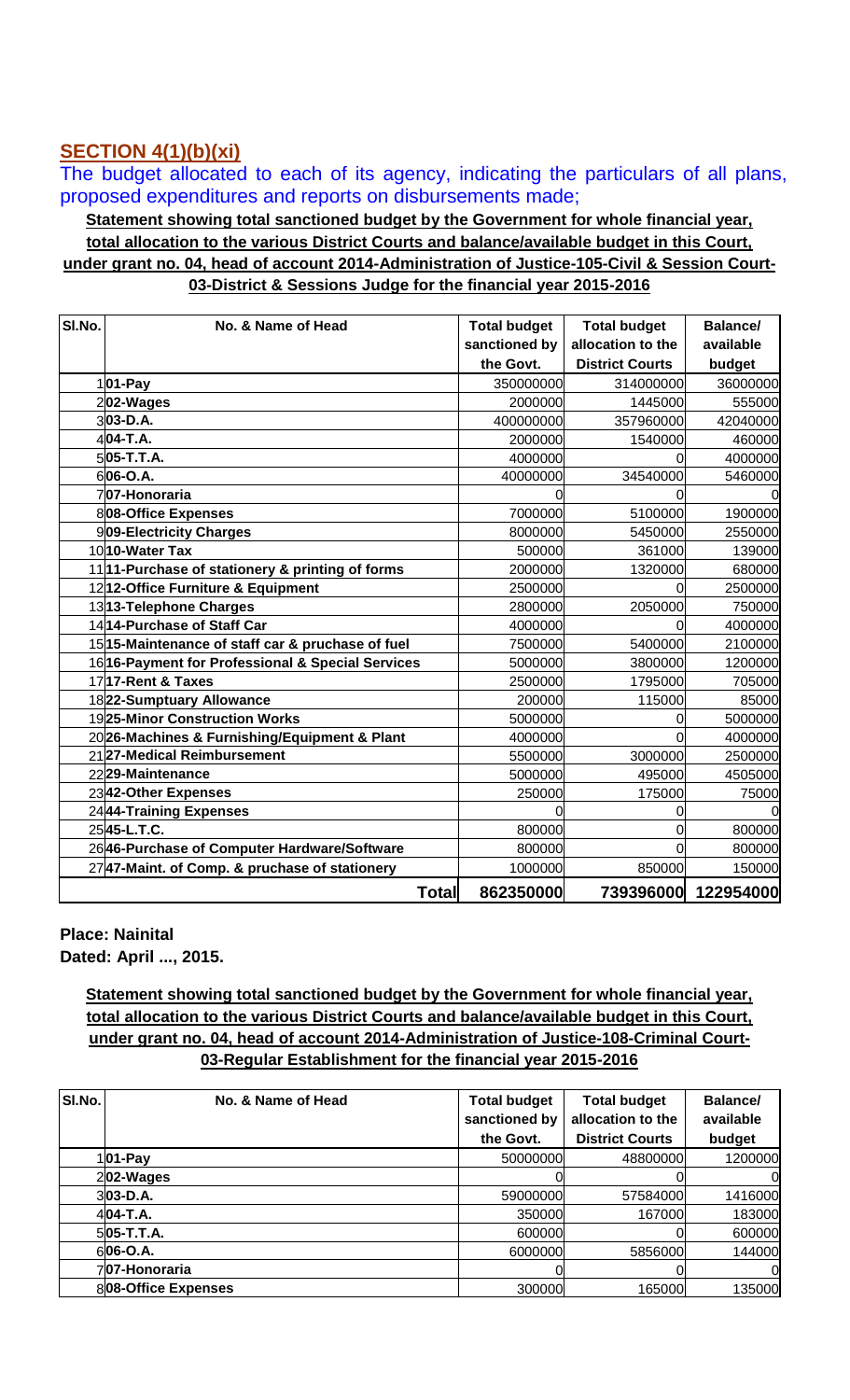## SECTION 4(1)(b)(xi)

The budget allocated to each of its agency, indicating the particulars of all plans, proposed expenditures and reports on disbursements made;

**Statement showing total sanctioned budget by the Government for whole financial year, total allocation to the various District Courts and balance/available budget in this Court, under grant no. 04, head of account 2014-Administration of Justice-105-Civil & Session Court-03-District & Sessions Judge for the financial year 2015-2016**

| Sl.No. | No. & Name of Head | Total budget sanctioned by the Govt. | Total budget allocation to the District Courts | Balance/ available budget |
|---|---|---|---|---|
| 1 | **01-Pay** | 350000000 | 314000000 | 36000000 |
| 2 | **02-Wages** | 2000000 | 1445000 | 555000 |
| 3 | **03-D.A.** | 400000000 | 357960000 | 42040000 |
| 4 | **04-T.A.** | 2000000 | 1540000 | 460000 |
| 5 | **05-T.T.A.** | 4000000 | 0 | 4000000 |
| 6 | **06-O.A.** | 40000000 | 34540000 | 5460000 |
| 7 | **07-Honoraria** | 0 | 0 | 0 |
| 8 | **08-Office Expenses** | 7000000 | 5100000 | 1900000 |
| 9 | **09-Electricity Charges** | 8000000 | 5450000 | 2550000 |
| 10 | **10-Water Tax** | 500000 | 361000 | 139000 |
| 11 | **11-Purchase of stationery & printing of forms** | 2000000 | 1320000 | 680000 |
| 12 | **12-Office Furniture & Equipment** | 2500000 | 0 | 2500000 |
| 13 | **13-Telephone Charges** | 2800000 | 2050000 | 750000 |
| 14 | **14-Purchase of Staff Car** | 4000000 | 0 | 4000000 |
| 15 | **15-Maintenance of staff car & pruchase of fuel** | 7500000 | 5400000 | 2100000 |
| 16 | **16-Payment for Professional & Special Services** | 5000000 | 3800000 | 1200000 |
| 17 | **17-Rent & Taxes** | 2500000 | 1795000 | 705000 |
| 18 | **22-Sumptuary Allowance** | 200000 | 115000 | 85000 |
| 19 | **25-Minor Construction Works** | 5000000 | 0 | 5000000 |
| 20 | **26-Machines & Furnishing/Equipment & Plant** | 4000000 | 0 | 4000000 |
| 21 | **27-Medical Reimbursement** | 5500000 | 3000000 | 2500000 |
| 22 | **29-Maintenance** | 5000000 | 495000 | 4505000 |
| 23 | **42-Other Expenses** | 250000 | 175000 | 75000 |
| 24 | **44-Training Expenses** | 0 | 0 | 0 |
| 25 | **45-L.T.C.** | 800000 | 0 | 800000 |
| 26 | **46-Purchase of Computer Hardware/Software** | 800000 | 0 | 800000 |
| 27 | **47-Maint. of Comp. & pruchase of stationery** | 1000000 | 850000 | 150000 |
| | **Total** | **862350000** | **739396000** | **122954000** |

**Place: Nainital**
**Dated: April ..., 2015.**

**Statement showing total sanctioned budget by the Government for whole financial year, total allocation to the various District Courts and balance/available budget in this Court, under grant no. 04, head of account 2014-Administration of Justice-108-Criminal Court-03-Regular Establishment for the financial year 2015-2016**

| Sl.No. | No. & Name of Head | Total budget sanctioned by the Govt. | Total budget allocation to the District Courts | Balance/ available budget |
|---|---|---|---|---|
| 1 | **01-Pay** | 50000000 | 48800000 | 1200000 |
| 2 | **02-Wages** | 0 | 0 | 0 |
| 3 | **03-D.A.** | 59000000 | 57584000 | 1416000 |
| 4 | **04-T.A.** | 350000 | 167000 | 183000 |
| 5 | **05-T.T.A.** | 600000 | 0 | 600000 |
| 6 | **06-O.A.** | 6000000 | 5856000 | 144000 |
| 7 | **07-Honoraria** | 0 | 0 | 0 |
| 8 | **08-Office Expenses** | 300000 | 165000 | 135000 |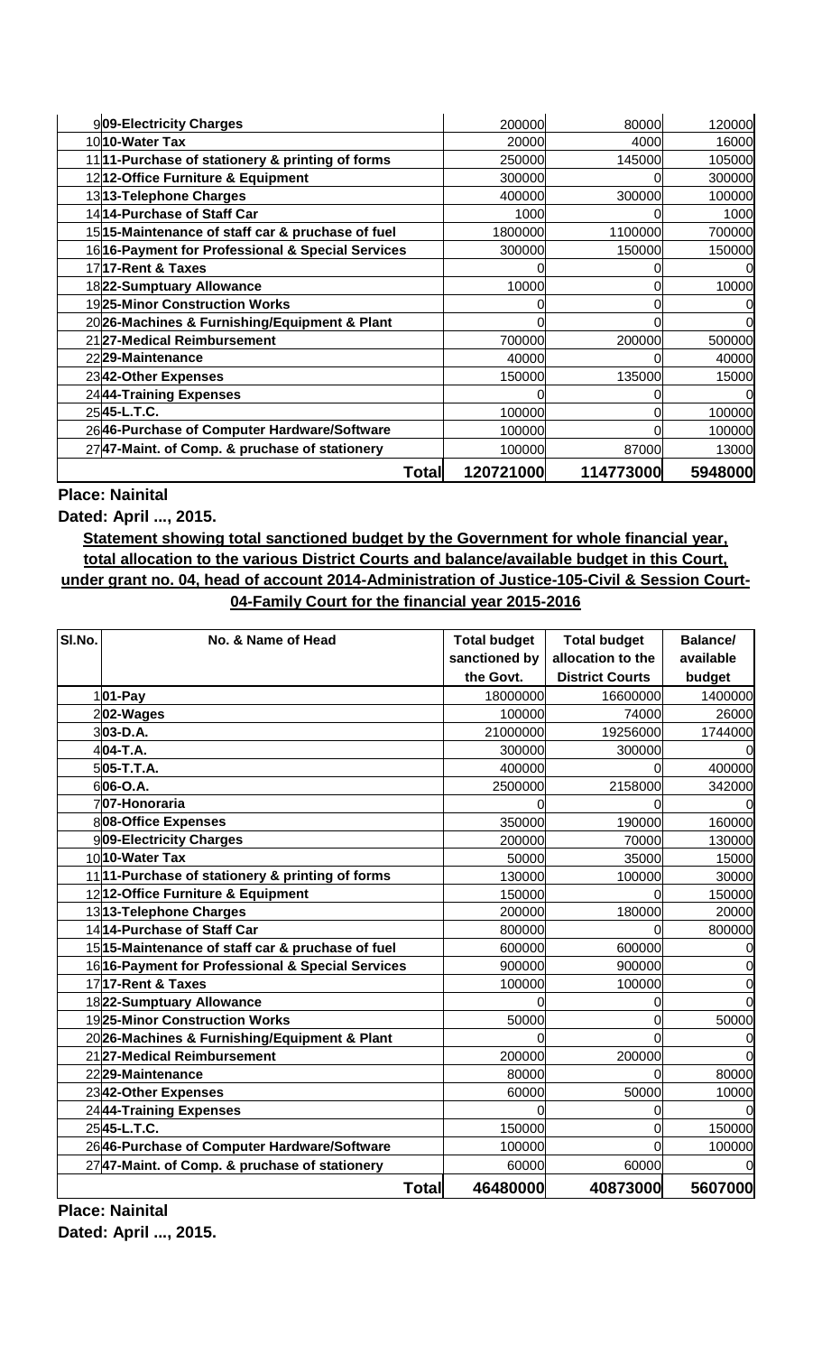| | | | | |
|---|---|---|---|---|
| 9 | 09-Electricity Charges | 200000 | 80000 | 120000 |
| 10 | 10-Water Tax | 20000 | 4000 | 16000 |
| 11 | 11-Purchase of stationery & printing of forms | 250000 | 145000 | 105000 |
| 12 | 12-Office Furniture & Equipment | 300000 | 0 | 300000 |
| 13 | 13-Telephone Charges | 400000 | 300000 | 100000 |
| 14 | 14-Purchase of Staff Car | 1000 | 0 | 1000 |
| 15 | 15-Maintenance of staff car & pruchase of fuel | 1800000 | 1100000 | 700000 |
| 16 | 16-Payment for Professional & Special Services | 300000 | 150000 | 150000 |
| 17 | 17-Rent & Taxes | 0 | 0 | 0 |
| 18 | 22-Sumptuary Allowance | 10000 | 0 | 10000 |
| 19 | 25-Minor Construction Works | 0 | 0 | 0 |
| 20 | 26-Machines & Furnishing/Equipment & Plant | 0 | 0 | 0 |
| 21 | 27-Medical Reimbursement | 700000 | 200000 | 500000 |
| 22 | 29-Maintenance | 40000 | 0 | 40000 |
| 23 | 42-Other Expenses | 150000 | 135000 | 15000 |
| 24 | 44-Training Expenses | 0 | 0 | 0 |
| 25 | 45-L.T.C. | 100000 | 0 | 100000 |
| 26 | 46-Purchase of Computer Hardware/Software | 100000 | 0 | 100000 |
| 27 | 47-Maint. of Comp. & pruchase of stationery | 100000 | 87000 | 13000 |
| | **Total** | **120721000** | **114773000** | **5948000** |

**Place: Nainital**

**Dated: April ..., 2015.**

**Statement showing total sanctioned budget by the Government for whole financial year, total allocation to the various District Courts and balance/available budget in this Court, under grant no. 04, head of account 2014-Administration of Justice-105-Civil & Session Court-04-Family Court for the financial year 2015-2016**

| Sl.No. | No. & Name of Head | Total budget sanctioned by the Govt. | Total budget allocation to the District Courts | Balance/ available budget |
|---|---|---|---|---|
| 1 | 01-Pay | 18000000 | 16600000 | 1400000 |
| 2 | 02-Wages | 100000 | 74000 | 26000 |
| 3 | 03-D.A. | 21000000 | 19256000 | 1744000 |
| 4 | 04-T.A. | 300000 | 300000 | 0 |
| 5 | 05-T.T.A. | 400000 | 0 | 400000 |
| 6 | 06-O.A. | 2500000 | 2158000 | 342000 |
| 7 | 07-Honoraria | 0 | 0 | 0 |
| 8 | 08-Office Expenses | 350000 | 190000 | 160000 |
| 9 | 09-Electricity Charges | 200000 | 70000 | 130000 |
| 10 | 10-Water Tax | 50000 | 35000 | 15000 |
| 11 | 11-Purchase of stationery & printing of forms | 130000 | 100000 | 30000 |
| 12 | 12-Office Furniture & Equipment | 150000 | 0 | 150000 |
| 13 | 13-Telephone Charges | 200000 | 180000 | 20000 |
| 14 | 14-Purchase of Staff Car | 800000 | 0 | 800000 |
| 15 | 15-Maintenance of staff car & pruchase of fuel | 600000 | 600000 | 0 |
| 16 | 16-Payment for Professional & Special Services | 900000 | 900000 | 0 |
| 17 | 17-Rent & Taxes | 100000 | 100000 | 0 |
| 18 | 22-Sumptuary Allowance | 0 | 0 | 0 |
| 19 | 25-Minor Construction Works | 50000 | 0 | 50000 |
| 20 | 26-Machines & Furnishing/Equipment & Plant | 0 | 0 | 0 |
| 21 | 27-Medical Reimbursement | 200000 | 200000 | 0 |
| 22 | 29-Maintenance | 80000 | 0 | 80000 |
| 23 | 42-Other Expenses | 60000 | 50000 | 10000 |
| 24 | 44-Training Expenses | 0 | 0 | 0 |
| 25 | 45-L.T.C. | 150000 | 0 | 150000 |
| 26 | 46-Purchase of Computer Hardware/Software | 100000 | 0 | 100000 |
| 27 | 47-Maint. of Comp. & pruchase of stationery | 60000 | 60000 | 0 |
| | **Total** | **46480000** | **40873000** | **5607000** |

**Place: Nainital**

**Dated: April ..., 2015.**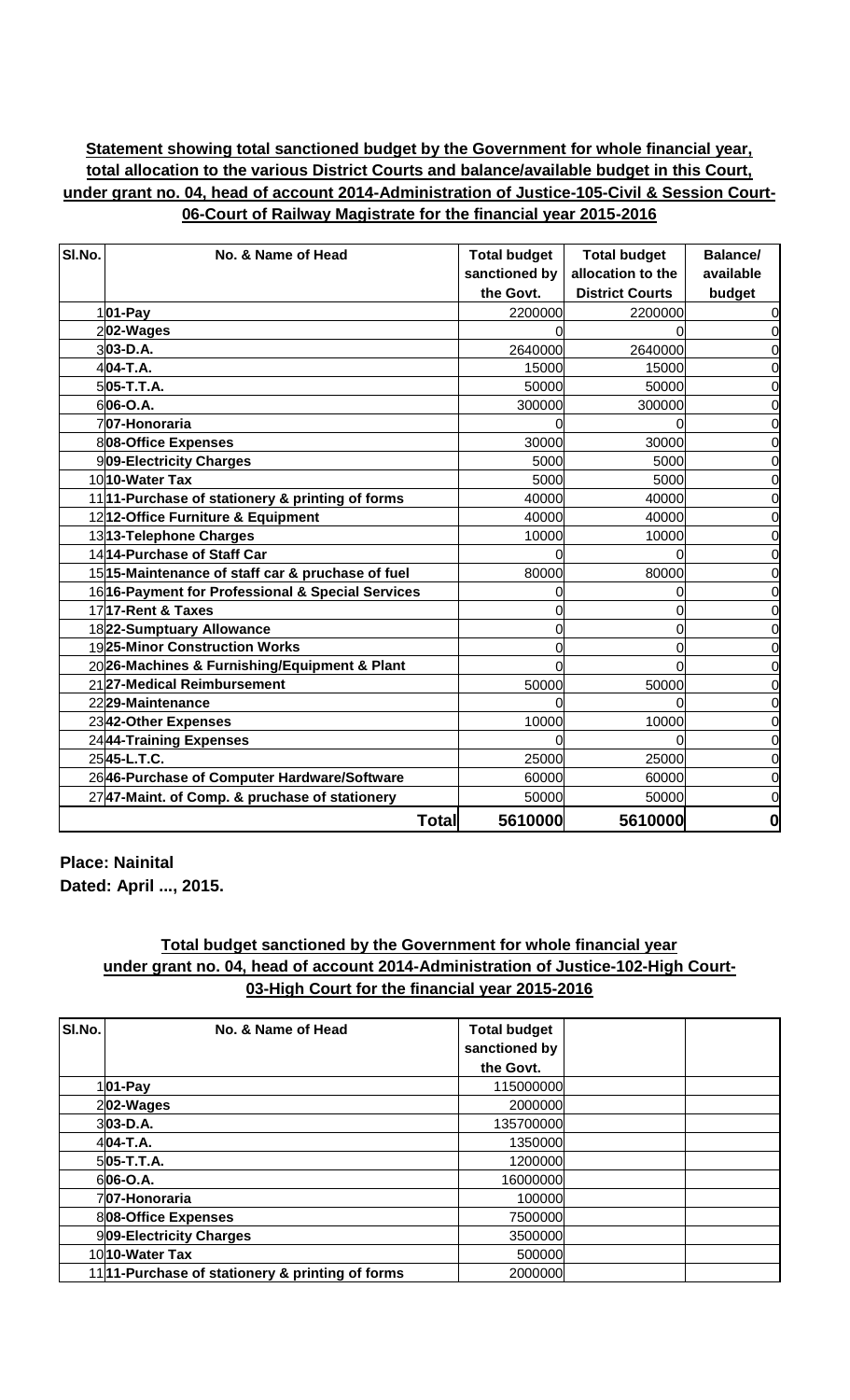**Statement showing total sanctioned budget by the Government for whole financial year, total allocation to the various District Courts and balance/available budget in this Court, under grant no. 04, head of account 2014-Administration of Justice-105-Civil & Session Court-06-Court of Railway Magistrate for the financial year 2015-2016**

| Sl.No. | No. & Name of Head | Total budget sanctioned by the Govt. | Total budget allocation to the District Courts | Balance/ available budget |
|---|---|---|---|---|
| 1 | **01-Pay** | 2200000 | 2200000 | 0 |
| 2 | **02-Wages** | 0 | 0 | 0 |
| 3 | **03-D.A.** | 2640000 | 2640000 | 0 |
| 4 | **04-T.A.** | 15000 | 15000 | 0 |
| 5 | **05-T.T.A.** | 50000 | 50000 | 0 |
| 6 | **06-O.A.** | 300000 | 300000 | 0 |
| 7 | **07-Honoraria** | 0 | 0 | 0 |
| 8 | **08-Office Expenses** | 30000 | 30000 | 0 |
| 9 | **09-Electricity Charges** | 5000 | 5000 | 0 |
| 10 | **10-Water Tax** | 5000 | 5000 | 0 |
| 11 | **11-Purchase of stationery & printing of forms** | 40000 | 40000 | 0 |
| 12 | **12-Office Furniture & Equipment** | 40000 | 40000 | 0 |
| 13 | **13-Telephone Charges** | 10000 | 10000 | 0 |
| 14 | **14-Purchase of Staff Car** | 0 | 0 | 0 |
| 15 | **15-Maintenance of staff car & pruchase of fuel** | 80000 | 80000 | 0 |
| 16 | **16-Payment for Professional & Special Services** | 0 | 0 | 0 |
| 17 | **17-Rent & Taxes** | 0 | 0 | 0 |
| 18 | **22-Sumptuary Allowance** | 0 | 0 | 0 |
| 19 | **25-Minor Construction Works** | 0 | 0 | 0 |
| 20 | **26-Machines & Furnishing/Equipment & Plant** | 0 | 0 | 0 |
| 21 | **27-Medical Reimbursement** | 50000 | 50000 | 0 |
| 22 | **29-Maintenance** | 0 | 0 | 0 |
| 23 | **42-Other Expenses** | 10000 | 10000 | 0 |
| 24 | **44-Training Expenses** | 0 | 0 | 0 |
| 25 | **45-L.T.C.** | 25000 | 25000 | 0 |
| 26 | **46-Purchase of Computer Hardware/Software** | 60000 | 60000 | 0 |
| 27 | **47-Maint. of Comp. & pruchase of stationery** | 50000 | 50000 | 0 |
| | **Total** | **5610000** | **5610000** | **0** |

**Place: Nainital**
**Dated: April ..., 2015.**

**Total budget sanctioned by the Government for whole financial year under grant no. 04, head of account 2014-Administration of Justice-102-High Court-03-High Court for the financial year 2015-2016**

| Sl.No. | No. & Name of Head | Total budget sanctioned by the Govt. | | |
|---|---|---|---|---|
| 1 | **01-Pay** | 115000000 | | |
| 2 | **02-Wages** | 2000000 | | |
| 3 | **03-D.A.** | 135700000 | | |
| 4 | **04-T.A.** | 1350000 | | |
| 5 | **05-T.T.A.** | 1200000 | | |
| 6 | **06-O.A.** | 16000000 | | |
| 7 | **07-Honoraria** | 100000 | | |
| 8 | **08-Office Expenses** | 7500000 | | |
| 9 | **09-Electricity Charges** | 3500000 | | |
| 10 | **10-Water Tax** | 500000 | | |
| 11 | **11-Purchase of stationery & printing of forms** | 2000000 | | |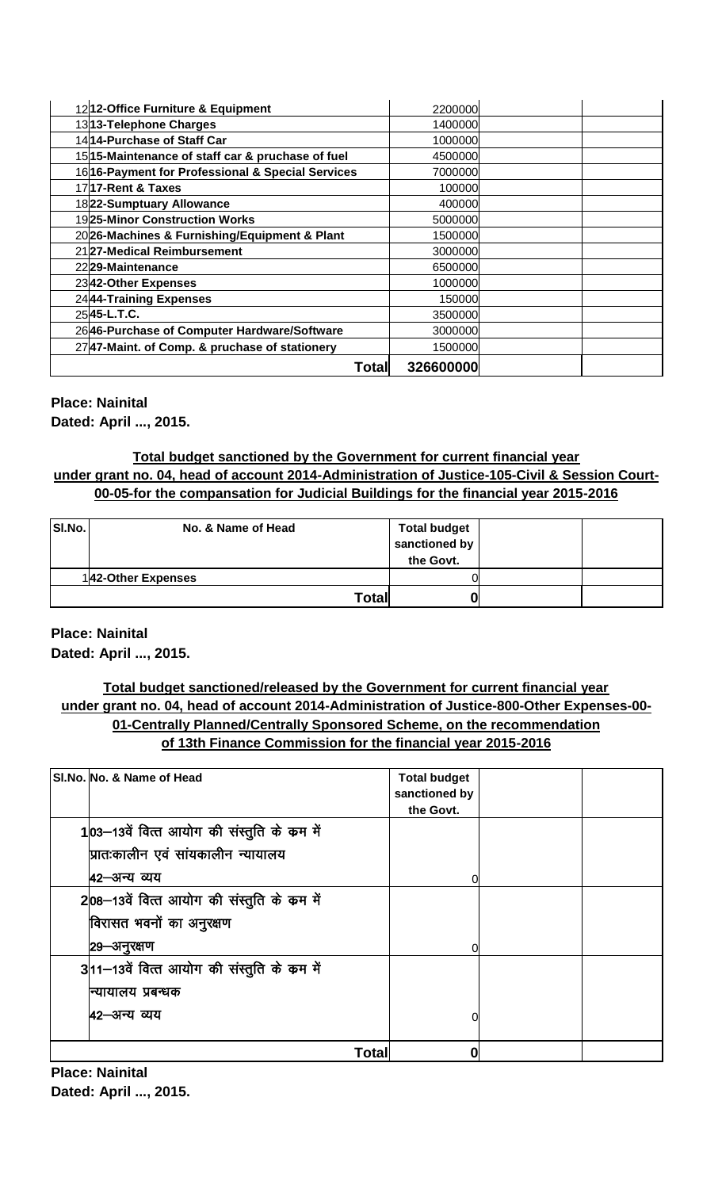| Sl.No. | No. & Name of Head | Total budget sanctioned by the Govt. | | |
|---|---|---|---|---|
| 12 | 12-Office Furniture & Equipment | 2200000 | | |
| 13 | 13-Telephone Charges | 1400000 | | |
| 14 | 14-Purchase of Staff Car | 1000000 | | |
| 15 | 15-Maintenance of staff car & pruchase of fuel | 4500000 | | |
| 16 | 16-Payment for Professional & Special Services | 7000000 | | |
| 17 | 17-Rent & Taxes | 100000 | | |
| 18 | 22-Sumptuary Allowance | 400000 | | |
| 19 | 25-Minor Construction Works | 5000000 | | |
| 20 | 26-Machines & Furnishing/Equipment & Plant | 1500000 | | |
| 21 | 27-Medical Reimbursement | 3000000 | | |
| 22 | 29-Maintenance | 6500000 | | |
| 23 | 42-Other Expenses | 1000000 | | |
| 24 | 44-Training Expenses | 150000 | | |
| 25 | 45-L.T.C. | 3500000 | | |
| 26 | 46-Purchase of Computer Hardware/Software | 3000000 | | |
| 27 | 47-Maint. of Comp. & pruchase of stationery | 1500000 | | |
| | **Total** | **326600000** | | |

**Place: Nainital**
**Dated: April ..., 2015.**

**Total budget sanctioned by the Government for current financial year under grant no. 04, head of account 2014-Administration of Justice-105-Civil & Session Court-00-05-for the compansation for Judicial Buildings for the financial year 2015-2016**

| Sl.No. | No. & Name of Head | Total budget sanctioned by the Govt. | | |
|---|---|---|---|---|
| 1 | 42-Other Expenses | 0 | | |
| | **Total** | **0** | | |

**Place: Nainital**
**Dated: April ..., 2015.**

**Total budget sanctioned/released by the Government for current financial year under grant no. 04, head of account 2014-Administration of Justice-800-Other Expenses-00-01-Centrally Planned/Centrally Sponsored Scheme, on the recommendation of 13th Finance Commission for the financial year 2015-2016**

| Sl.No. | No. & Name of Head | Total budget sanctioned by the Govt. | | |
|---|---|---|---|---|
| 1 | 03–13वें वित्त आयोग की संस्तुति के कम में प्रातःकालीन एवं सांयकालीन न्यायालय 42–अन्य व्यय | 0 | | |
| 2 | 08–13वें वित्त आयोग की संस्तुति के कम में विरासत भवनों का अनुरक्षण 29–अनुरक्षण | 0 | | |
| 3 | 11–13वें वित्त आयोग की संस्तुति के कम में न्यायालय प्रबन्धक 42–अन्य व्यय | 0 | | |
| | **Total** | **0** | | |

**Place: Nainital**
**Dated: April ..., 2015.**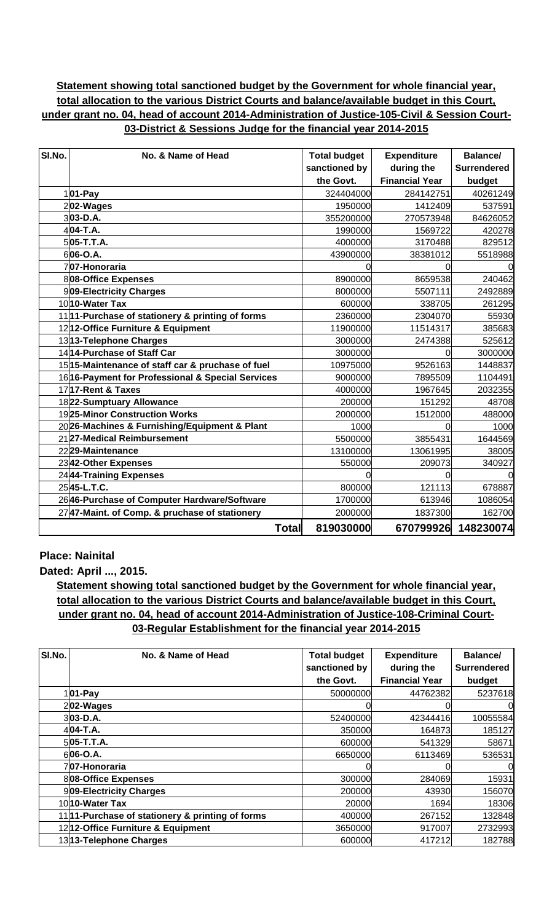**Statement showing total sanctioned budget by the Government for whole financial year, total allocation to the various District Courts and balance/available budget in this Court, under grant no. 04, head of account 2014-Administration of Justice-105-Civil & Session Court-03-District & Sessions Judge for the financial year 2014-2015**

| Sl.No. | No. & Name of Head | Total budget sanctioned by the Govt. | Expenditure during the Financial Year | Balance/ Surrendered budget |
|---|---|---|---|---|
| 1 | **01-Pay** | 324404000 | 284142751 | 40261249 |
| 2 | **02-Wages** | 1950000 | 1412409 | 537591 |
| 3 | **03-D.A.** | 355200000 | 270573948 | 84626052 |
| 4 | **04-T.A.** | 1990000 | 1569722 | 420278 |
| 5 | **05-T.T.A.** | 4000000 | 3170488 | 829512 |
| 6 | **06-O.A.** | 43900000 | 38381012 | 5518988 |
| 7 | **07-Honoraria** | 0 | 0 | 0 |
| 8 | **08-Office Expenses** | 8900000 | 8659538 | 240462 |
| 9 | **09-Electricity Charges** | 8000000 | 5507111 | 2492889 |
| 10 | **10-Water Tax** | 600000 | 338705 | 261295 |
| 11 | **11-Purchase of stationery & printing of forms** | 2360000 | 2304070 | 55930 |
| 12 | **12-Office Furniture & Equipment** | 11900000 | 11514317 | 385683 |
| 13 | **13-Telephone Charges** | 3000000 | 2474388 | 525612 |
| 14 | **14-Purchase of Staff Car** | 3000000 | 0 | 3000000 |
| 15 | **15-Maintenance of staff car & pruchase of fuel** | 10975000 | 9526163 | 1448837 |
| 16 | **16-Payment for Professional & Special Services** | 9000000 | 7895509 | 1104491 |
| 17 | **17-Rent & Taxes** | 4000000 | 1967645 | 2032355 |
| 18 | **22-Sumptuary Allowance** | 200000 | 151292 | 48708 |
| 19 | **25-Minor Construction Works** | 2000000 | 1512000 | 488000 |
| 20 | **26-Machines & Furnishing/Equipment & Plant** | 1000 | 0 | 1000 |
| 21 | **27-Medical Reimbursement** | 5500000 | 3855431 | 1644569 |
| 22 | **29-Maintenance** | 13100000 | 13061995 | 38005 |
| 23 | **42-Other Expenses** | 550000 | 209073 | 340927 |
| 24 | **44-Training Expenses** | 0 | 0 | 0 |
| 25 | **45-L.T.C.** | 800000 | 121113 | 678887 |
| 26 | **46-Purchase of Computer Hardware/Software** | 1700000 | 613946 | 1086054 |
| 27 | **47-Maint. of Comp. & pruchase of stationery** | 2000000 | 1837300 | 162700 |
| | **Total** | **819030000** | **670799926** | **148230074** |

**Place: Nainital**

**Dated: April ..., 2015.**

**Statement showing total sanctioned budget by the Government for whole financial year, total allocation to the various District Courts and balance/available budget in this Court, under grant no. 04, head of account 2014-Administration of Justice-108-Criminal Court-03-Regular Establishment for the financial year 2014-2015**

| Sl.No. | No. & Name of Head | Total budget sanctioned by the Govt. | Expenditure during the Financial Year | Balance/ Surrendered budget |
|---|---|---|---|---|
| 1 | **01-Pay** | 50000000 | 44762382 | 5237618 |
| 2 | **02-Wages** | 0 | 0 | 0 |
| 3 | **03-D.A.** | 52400000 | 42344416 | 10055584 |
| 4 | **04-T.A.** | 350000 | 164873 | 185127 |
| 5 | **05-T.T.A.** | 600000 | 541329 | 58671 |
| 6 | **06-O.A.** | 6650000 | 6113469 | 536531 |
| 7 | **07-Honoraria** | 0 | 0 | 0 |
| 8 | **08-Office Expenses** | 300000 | 284069 | 15931 |
| 9 | **09-Electricity Charges** | 200000 | 43930 | 156070 |
| 10 | **10-Water Tax** | 20000 | 1694 | 18306 |
| 11 | **11-Purchase of stationery & printing of forms** | 400000 | 267152 | 132848 |
| 12 | **12-Office Furniture & Equipment** | 3650000 | 917007 | 2732993 |
| 13 | **13-Telephone Charges** | 600000 | 417212 | 182788 |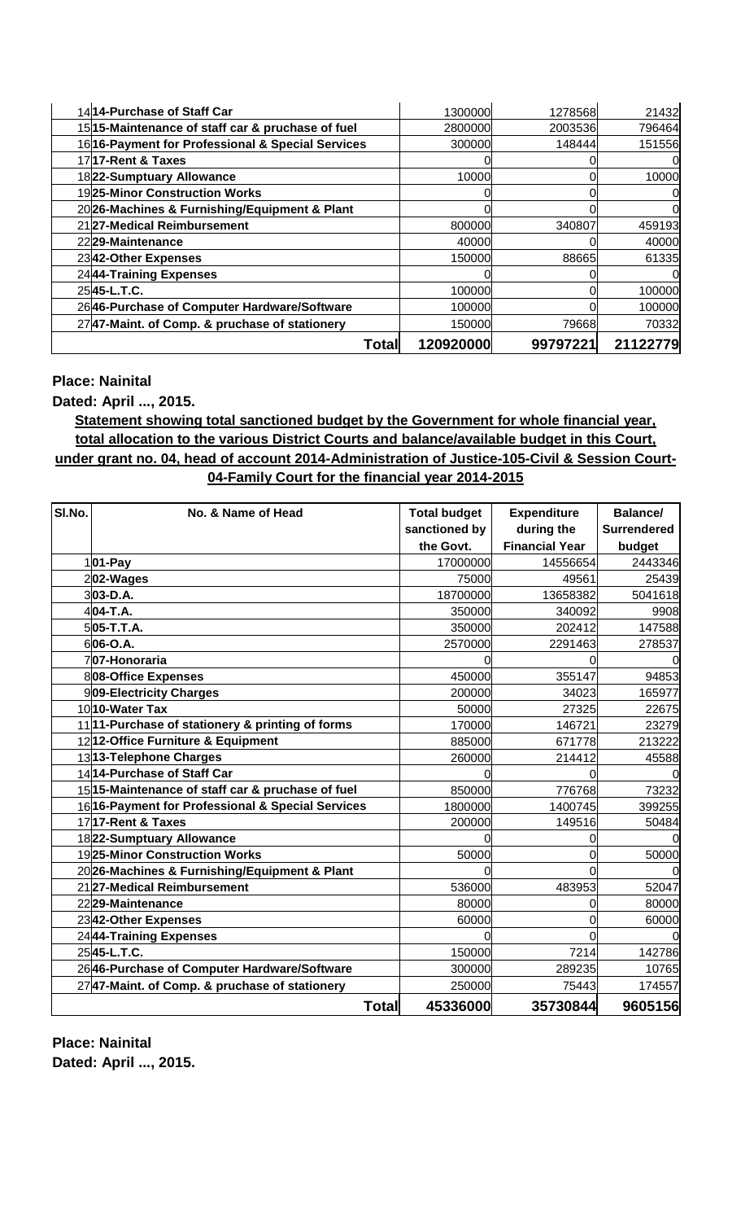| | | | | |
|---|---|---|---|---|
| 14 | 14-Purchase of Staff Car | 1300000 | 1278568 | 21432 |
| 15 | 15-Maintenance of staff car & purchase of fuel | 2800000 | 2003536 | 796464 |
| 16 | 16-Payment for Professional & Special Services | 300000 | 148444 | 151556 |
| 17 | 17-Rent & Taxes | 0 | 0 | 0 |
| 18 | 22-Sumptuary Allowance | 10000 | 0 | 10000 |
| 19 | 25-Minor Construction Works | 0 | 0 | 0 |
| 20 | 26-Machines & Furnishing/Equipment & Plant | 0 | 0 | 0 |
| 21 | 27-Medical Reimbursement | 800000 | 340807 | 459193 |
| 22 | 29-Maintenance | 40000 | 0 | 40000 |
| 23 | 42-Other Expenses | 150000 | 88665 | 61335 |
| 24 | 44-Training Expenses | 0 | 0 | 0 |
| 25 | 45-L.T.C. | 100000 | 0 | 100000 |
| 26 | 46-Purchase of Computer Hardware/Software | 100000 | 0 | 100000 |
| 27 | 47-Maint. of Comp. & pruchase of stationery | 150000 | 79668 | 70332 |
| | **Total** | **120920000** | **99797221** | **21122779** |

**Place: Nainital**

**Dated: April ..., 2015.**

**Statement showing total sanctioned budget by the Government for whole financial year, total allocation to the various District Courts and balance/available budget in this Court, under grant no. 04, head of account 2014-Administration of Justice-105-Civil & Session Court-04-Family Court for the financial year 2014-2015**

| Sl.No. | No. & Name of Head | Total budget sanctioned by the Govt. | Expenditure during the Financial Year | Balance/ Surrendered budget |
|---|---|---|---|---|
| 1 | 01-Pay | 17000000 | 14556654 | 2443346 |
| 2 | 02-Wages | 75000 | 49561 | 25439 |
| 3 | 03-D.A. | 18700000 | 13658382 | 5041618 |
| 4 | 04-T.A. | 350000 | 340092 | 9908 |
| 5 | 05-T.T.A. | 350000 | 202412 | 147588 |
| 6 | 06-O.A. | 2570000 | 2291463 | 278537 |
| 7 | 07-Honoraria | 0 | 0 | 0 |
| 8 | 08-Office Expenses | 450000 | 355147 | 94853 |
| 9 | 09-Electricity Charges | 200000 | 34023 | 165977 |
| 10 | 10-Water Tax | 50000 | 27325 | 22675 |
| 11 | 11-Purchase of stationery & printing of forms | 170000 | 146721 | 23279 |
| 12 | 12-Office Furniture & Equipment | 885000 | 671778 | 213222 |
| 13 | 13-Telephone Charges | 260000 | 214412 | 45588 |
| 14 | 14-Purchase of Staff Car | 0 | 0 | 0 |
| 15 | 15-Maintenance of staff car & purchase of fuel | 850000 | 776768 | 73232 |
| 16 | 16-Payment for Professional & Special Services | 1800000 | 1400745 | 399255 |
| 17 | 17-Rent & Taxes | 200000 | 149516 | 50484 |
| 18 | 22-Sumptuary Allowance | 0 | 0 | 0 |
| 19 | 25-Minor Construction Works | 50000 | 0 | 50000 |
| 20 | 26-Machines & Furnishing/Equipment & Plant | 0 | 0 | 0 |
| 21 | 27-Medical Reimbursement | 536000 | 483953 | 52047 |
| 22 | 29-Maintenance | 80000 | 0 | 80000 |
| 23 | 42-Other Expenses | 60000 | 0 | 60000 |
| 24 | 44-Training Expenses | 0 | 0 | 0 |
| 25 | 45-L.T.C. | 150000 | 7214 | 142786 |
| 26 | 46-Purchase of Computer Hardware/Software | 300000 | 289235 | 10765 |
| 27 | 47-Maint. of Comp. & pruchase of stationery | 250000 | 75443 | 174557 |
| | **Total** | **45336000** | **35730844** | **9605156** |

**Place: Nainital**

**Dated: April ..., 2015.**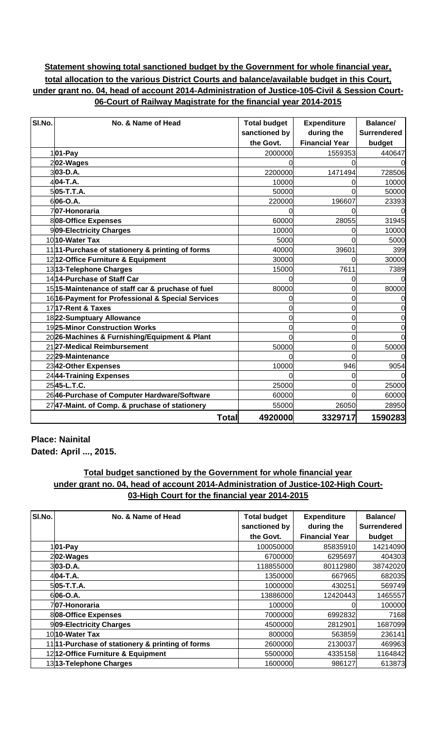**Statement showing total sanctioned budget by the Government for whole financial year, total allocation to the various District Courts and balance/available budget in this Court, under grant no. 04, head of account 2014-Administration of Justice-105-Civil & Session Court-06-Court of Railway Magistrate for the financial year 2014-2015**

| Sl.No. | No. & Name of Head | Total budget sanctioned by the Govt. | Expenditure during the Financial Year | Balance/ Surrendered budget |
|---|---|---|---|---|
| 1 | **01-Pay** | 2000000 | 1559353 | 440647 |
| 2 | **02-Wages** | 0 | 0 | 0 |
| 3 | **03-D.A.** | 2200000 | 1471494 | 728506 |
| 4 | **04-T.A.** | 10000 | 0 | 10000 |
| 5 | **05-T.T.A.** | 50000 | 0 | 50000 |
| 6 | **06-O.A.** | 220000 | 196607 | 23393 |
| 7 | **07-Honoraria** | 0 | 0 | 0 |
| 8 | **08-Office Expenses** | 60000 | 28055 | 31945 |
| 9 | **09-Electricity Charges** | 10000 | 0 | 10000 |
| 10 | **10-Water Tax** | 5000 | 0 | 5000 |
| 11 | **11-Purchase of stationery & printing of forms** | 40000 | 39601 | 399 |
| 12 | **12-Office Furniture & Equipment** | 30000 | 0 | 30000 |
| 13 | **13-Telephone Charges** | 15000 | 7611 | 7389 |
| 14 | **14-Purchase of Staff Car** | 0 | 0 | 0 |
| 15 | **15-Maintenance of staff car & pruchase of fuel** | 80000 | 0 | 80000 |
| 16 | **16-Payment for Professional & Special Services** | 0 | 0 | 0 |
| 17 | **17-Rent & Taxes** | 0 | 0 | 0 |
| 18 | **22-Sumptuary Allowance** | 0 | 0 | 0 |
| 19 | **25-Minor Construction Works** | 0 | 0 | 0 |
| 20 | **26-Machines & Furnishing/Equipment & Plant** | 0 | 0 | 0 |
| 21 | **27-Medical Reimbursement** | 50000 | 0 | 50000 |
| 22 | **29-Maintenance** | 0 | 0 | 0 |
| 23 | **42-Other Expenses** | 10000 | 946 | 9054 |
| 24 | **44-Training Expenses** | 0 | 0 | 0 |
| 25 | **45-L.T.C.** | 25000 | 0 | 25000 |
| 26 | **46-Purchase of Computer Hardware/Software** | 60000 | 0 | 60000 |
| 27 | **47-Maint. of Comp. & pruchase of stationery** | 55000 | 26050 | 28950 |
| | **Total** | **4920000** | **3329717** | **1590283** |

**Place: Nainital**
**Dated: April ..., 2015.**

**Total budget sanctioned by the Government for whole financial year under grant no. 04, head of account 2014-Administration of Justice-102-High Court-03-High Court for the financial year 2014-2015**

| Sl.No. | No. & Name of Head | Total budget sanctioned by the Govt. | Expenditure during the Financial Year | Balance/ Surrendered budget |
|---|---|---|---|---|
| 1 | **01-Pay** | 100050000 | 85835910 | 14214090 |
| 2 | **02-Wages** | 6700000 | 6295697 | 404303 |
| 3 | **03-D.A.** | 118855000 | 80112980 | 38742020 |
| 4 | **04-T.A.** | 1350000 | 667965 | 682035 |
| 5 | **05-T.T.A.** | 1000000 | 430251 | 569749 |
| 6 | **06-O.A.** | 13886000 | 12420443 | 1465557 |
| 7 | **07-Honoraria** | 100000 | 0 | 100000 |
| 8 | **08-Office Expenses** | 7000000 | 6992832 | 7168 |
| 9 | **09-Electricity Charges** | 4500000 | 2812901 | 1687099 |
| 10 | **10-Water Tax** | 800000 | 563859 | 236141 |
| 11 | **11-Purchase of stationery & printing of forms** | 2600000 | 2130037 | 469963 |
| 12 | **12-Office Furniture & Equipment** | 5500000 | 4335158 | 1164842 |
| 13 | **13-Telephone Charges** | 1600000 | 986127 | 613873 |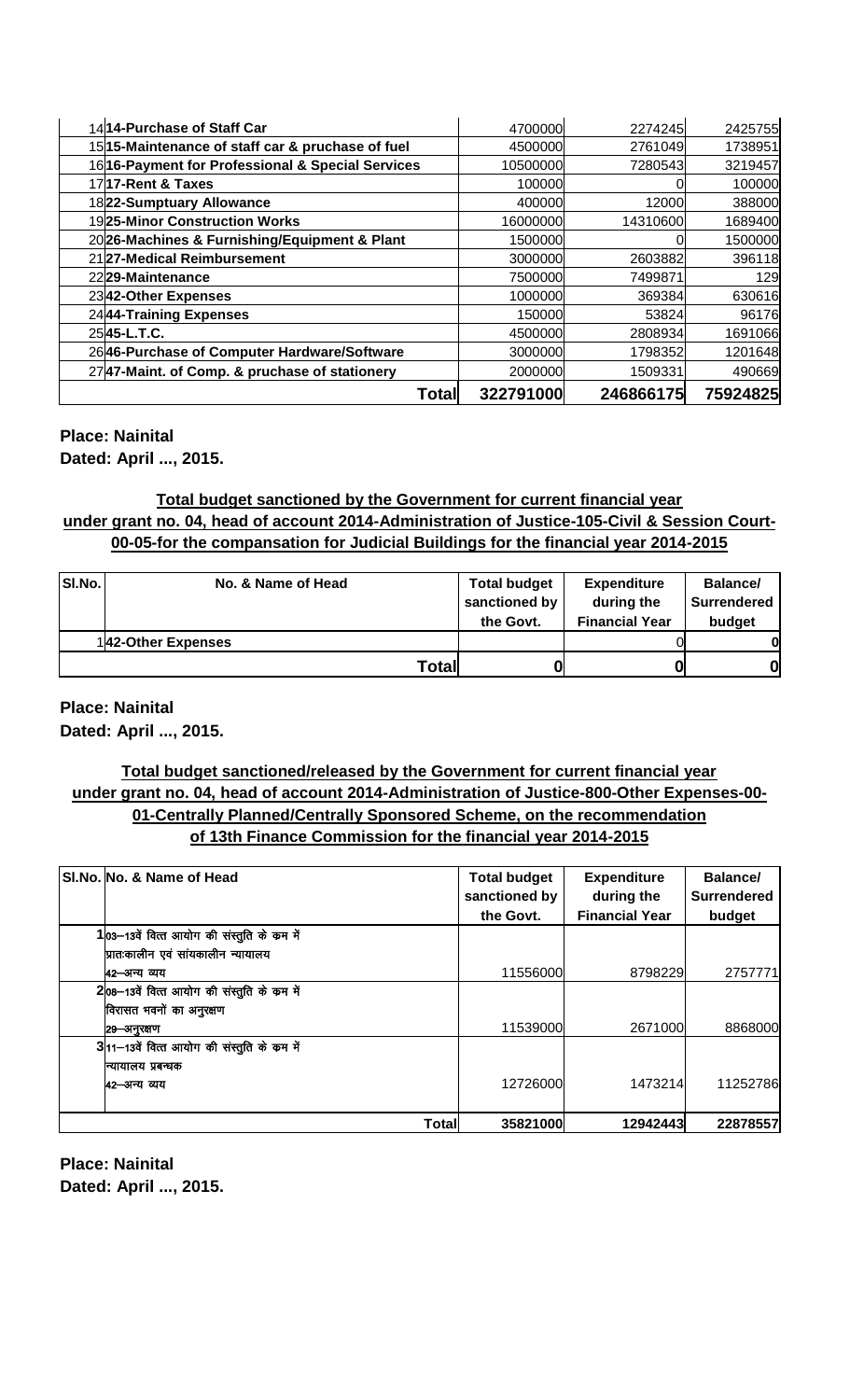| Sl.No. | No. & Name of Head | Total budget sanctioned by the Govt. | Expenditure during the Financial Year | Balance/ Surrendered budget |
|---|---|---|---|---|
| 14 | **14-Purchase of Staff Car** | 4700000 | 2274245 | 2425755 |
| 15 | **15-Maintenance of staff car & pruchase of fuel** | 4500000 | 2761049 | 1738951 |
| 16 | **16-Payment for Professional & Special Services** | 10500000 | 7280543 | 3219457 |
| 17 | **17-Rent & Taxes** | 100000 | 0 | 100000 |
| 18 | **22-Sumptuary Allowance** | 400000 | 12000 | 388000 |
| 19 | **25-Minor Construction Works** | 16000000 | 14310600 | 1689400 |
| 20 | **26-Machines & Furnishing/Equipment & Plant** | 1500000 | 0 | 1500000 |
| 21 | **27-Medical Reimbursement** | 3000000 | 2603882 | 396118 |
| 22 | **29-Maintenance** | 7500000 | 7499871 | 129 |
| 23 | **42-Other Expenses** | 1000000 | 369384 | 630616 |
| 24 | **44-Training Expenses** | 150000 | 53824 | 96176 |
| 25 | **45-L.T.C.** | 4500000 | 2808934 | 1691066 |
| 26 | **46-Purchase of Computer Hardware/Software** | 3000000 | 1798352 | 1201648 |
| 27 | **47-Maint. of Comp. & pruchase of stationery** | 2000000 | 1509331 | 490669 |
| | **Total** | **322791000** | **246866175** | **75924825** |

**Place: Nainital**
**Dated: April ..., 2015.**

**Total budget sanctioned by the Government for current financial year under grant no. 04, head of account 2014-Administration of Justice-105-Civil & Session Court-00-05-for the compansation for Judicial Buildings for the financial year 2014-2015**

| Sl.No. | No. & Name of Head | Total budget sanctioned by the Govt. | Expenditure during the Financial Year | Balance/ Surrendered budget |
|---|---|---|---|---|
| 1 | **42-Other Expenses** | | 0 | 0 |
| | **Total** | **0** | **0** | **0** |

**Place: Nainital**
**Dated: April ..., 2015.**

**Total budget sanctioned/released by the Government for current financial year under grant no. 04, head of account 2014-Administration of Justice-800-Other Expenses-00-01-Centrally Planned/Centrally Sponsored Scheme, on the recommendation of 13th Finance Commission for the financial year 2014-2015**

| Sl.No. | No. & Name of Head | Total budget sanctioned by the Govt. | Expenditure during the Financial Year | Balance/ Surrendered budget |
|---|---|---|---|---|
| 1 | 03–13वें वित्त आयोग की संस्तुति के कम में प्रातःकालीन एवं सांयकालीन न्यायालय 42–अन्य व्यय | 11556000 | 8798229 | 2757771 |
| 2 | 08–13वें वित्त आयोग की संस्तुति के कम में विरासत भवनों का अनुरक्षण 29–अनुरक्षण | 11539000 | 2671000 | 8868000 |
| 3 | 11–13वें वित्त आयोग की संस्तुति के कम में न्यायालय प्रबन्धक 42–अन्य व्यय | 12726000 | 1473214 | 11252786 |
| | **Total** | **35821000** | **12942443** | **22878557** |

**Place: Nainital**
**Dated: April ..., 2015.**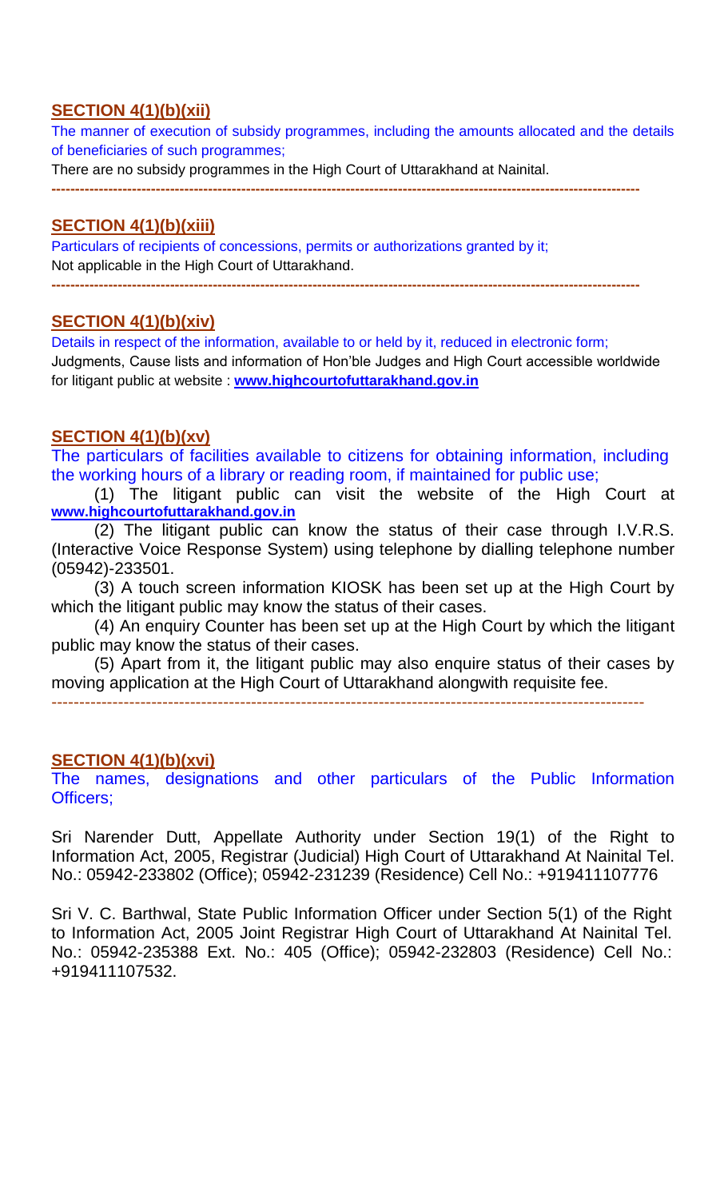## SECTION 4(1)(b)(xii)

The manner of execution of subsidy programmes, including the amounts allocated and the details of beneficiaries of such programmes;

There are no subsidy programmes in the High Court of Uttarakhand at Nainital.

---

## SECTION 4(1)(b)(xiii)

Particulars of recipients of concessions, permits or authorizations granted by it;

Not applicable in the High Court of Uttarakhand.

---

## SECTION 4(1)(b)(xiv)

Details in respect of the information, available to or held by it, reduced in electronic form;

Judgments, Cause lists and information of Hon'ble Judges and High Court accessible worldwide for litigant public at website : **www.highcourtofuttarakhand.gov.in**

## SECTION 4(1)(b)(xv)

The particulars of facilities available to citizens for obtaining information, including the working hours of a library or reading room, if maintained for public use;

(1) The litigant public can visit the website of the High Court at **www.highcourtofuttarakhand.gov.in**

(2) The litigant public can know the status of their case through I.V.R.S. (Interactive Voice Response System) using telephone by dialling telephone number (05942)-233501.

(3) A touch screen information KIOSK has been set up at the High Court by which the litigant public may know the status of their cases.

(4) An enquiry Counter has been set up at the High Court by which the litigant public may know the status of their cases.

(5) Apart from it, the litigant public may also enquire status of their cases by moving application at the High Court of Uttarakhand alongwith requisite fee.

---

## SECTION 4(1)(b)(xvi)

The names, designations and other particulars of the Public Information Officers;

Sri Narender Dutt, Appellate Authority under Section 19(1) of the Right to Information Act, 2005, Registrar (Judicial) High Court of Uttarakhand At Nainital Tel. No.: 05942-233802 (Office); 05942-231239 (Residence) Cell No.: +919411107776

Sri V. C. Barthwal, State Public Information Officer under Section 5(1) of the Right to Information Act, 2005 Joint Registrar High Court of Uttarakhand At Nainital Tel. No.: 05942-235388 Ext. No.: 405 (Office); 05942-232803 (Residence) Cell No.: +919411107532.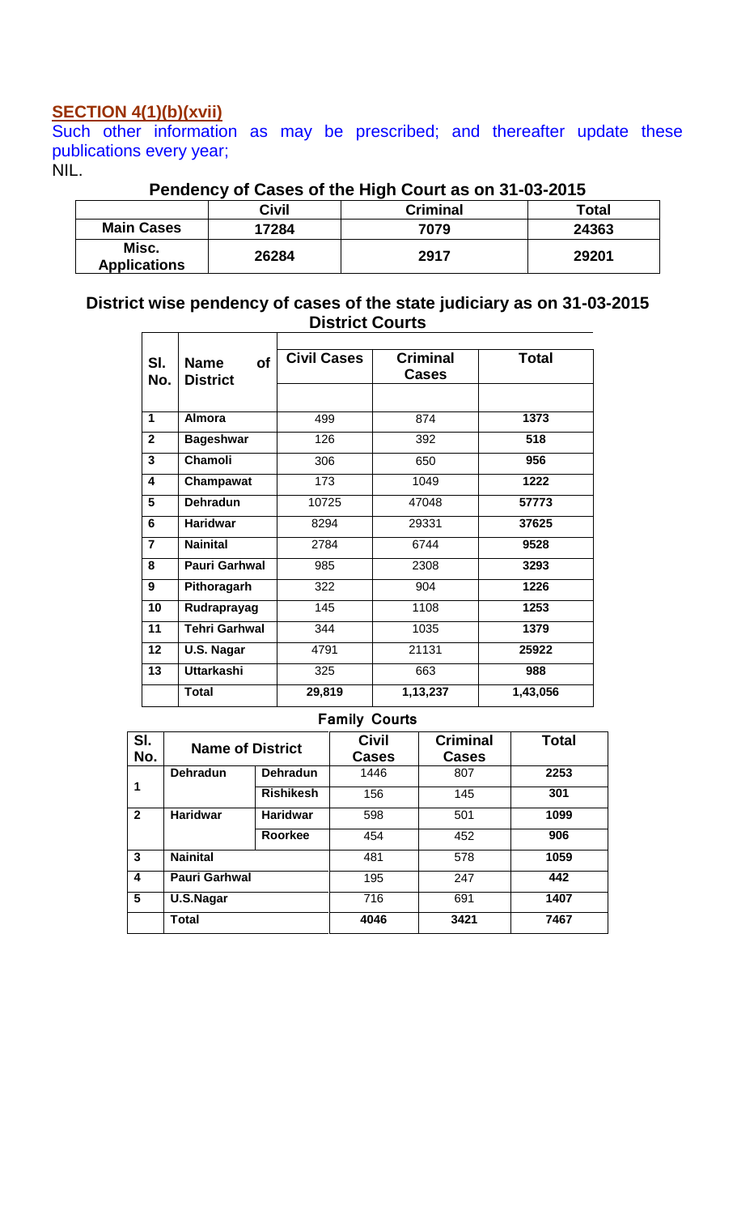## SECTION 4(1)(b)(xvii)

Such other information as may be prescribed; and thereafter update these publications every year;

NIL.

### Pendency of Cases of the High Court as on 31-03-2015

| | Civil | Criminal | Total |
|---|---|---|---|
| **Main Cases** | **17284** | **7079** | **24363** |
| **Misc. Applications** | **26284** | **2917** | **29201** |

### District wise pendency of cases of the state judiciary as on 31-03-2015

#### District Courts

| Sl. No. | Name of District | Civil Cases | Criminal Cases | Total |
|---|---|---|---|---|
| 1 | Almora | 499 | 874 | 1373 |
| 2 | Bageshwar | 126 | 392 | 518 |
| 3 | Chamoli | 306 | 650 | 956 |
| 4 | Champawat | 173 | 1049 | 1222 |
| 5 | Dehradun | 10725 | 47048 | 57773 |
| 6 | Haridwar | 8294 | 29331 | 37625 |
| 7 | Nainital | 2784 | 6744 | 9528 |
| 8 | Pauri Garhwal | 985 | 2308 | 3293 |
| 9 | Pithoragarh | 322 | 904 | 1226 |
| 10 | Rudraprayag | 145 | 1108 | 1253 |
| 11 | Tehri Garhwal | 344 | 1035 | 1379 |
| 12 | U.S. Nagar | 4791 | 21131 | 25922 |
| 13 | Uttarkashi | 325 | 663 | 988 |
| | **Total** | **29,819** | **1,13,237** | **1,43,056** |

#### Family Courts

| Sl. No. | Name of District | | Civil Cases | Criminal Cases | Total |
|---|---|---|---|---|---|
| 1 | Dehradun | Dehradun | 1446 | 807 | 2253 |
| | | Rishikesh | 156 | 145 | 301 |
| 2 | Haridwar | Haridwar | 598 | 501 | 1099 |
| | | Roorkee | 454 | 452 | 906 |
| 3 | Nainital | | 481 | 578 | 1059 |
| 4 | Pauri Garhwal | | 195 | 247 | 442 |
| 5 | U.S.Nagar | | 716 | 691 | 1407 |
| | **Total** | | **4046** | **3421** | **7467** |